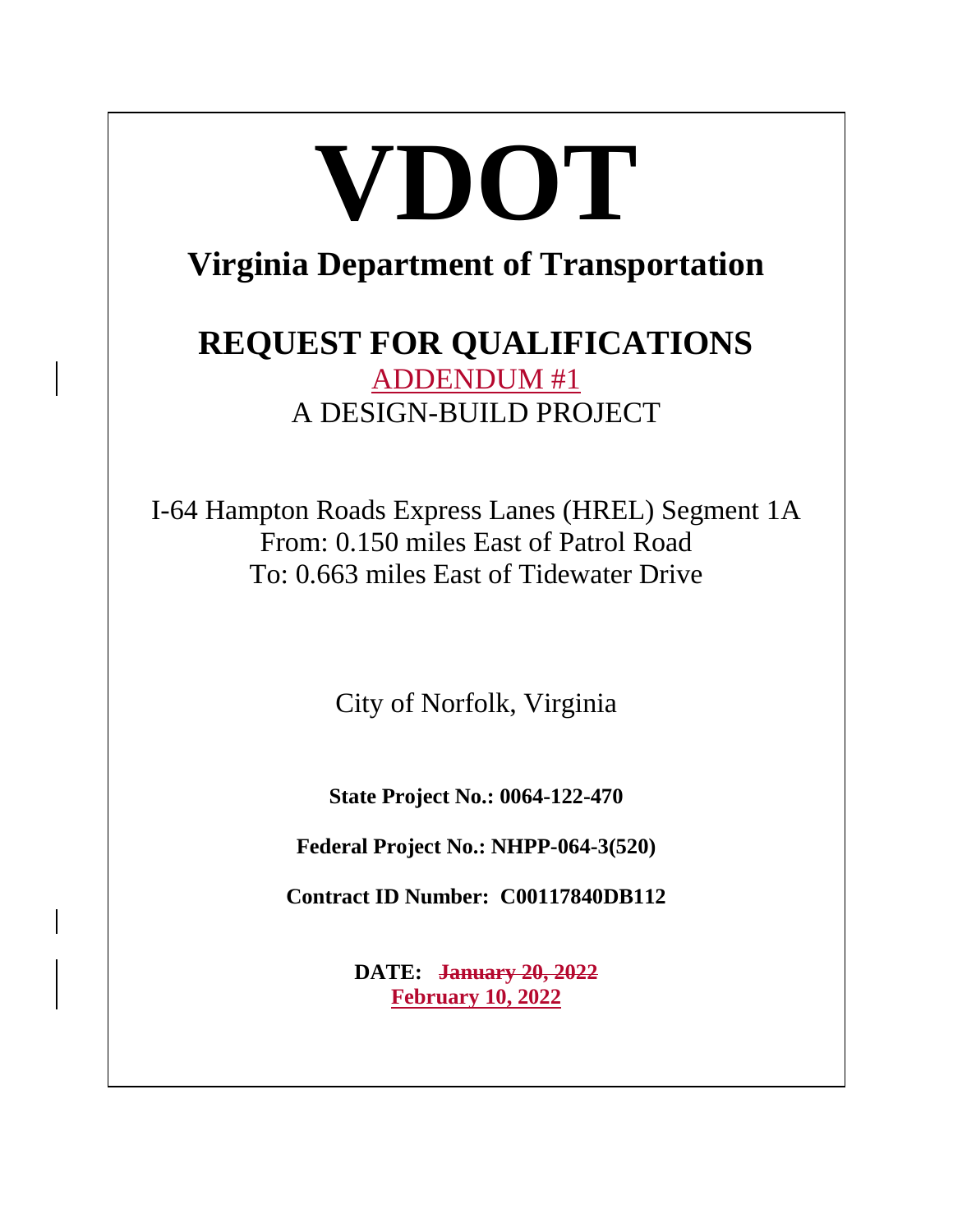# VDOT

## Virginia Department of Transportation

## REQUEST FOR QUALIFICATIONS

ADDENDUM #1

A DESIGN-BUILD PROJECT

I-64 Hampton Roads Express Lanes (HREL) Segment 1A

From: 0.150 miles East of Patrol Road

To: 0.663 miles East of Tidewater Drive

City of Norfolk, Virginia

**State Project No.: 0064-122-470**

**Federal Project No.: NHPP-064-3(520)**

**Contract ID Number: C00117840DB112**

**DATE: ~~January 20, 2022~~**
**February 10, 2022**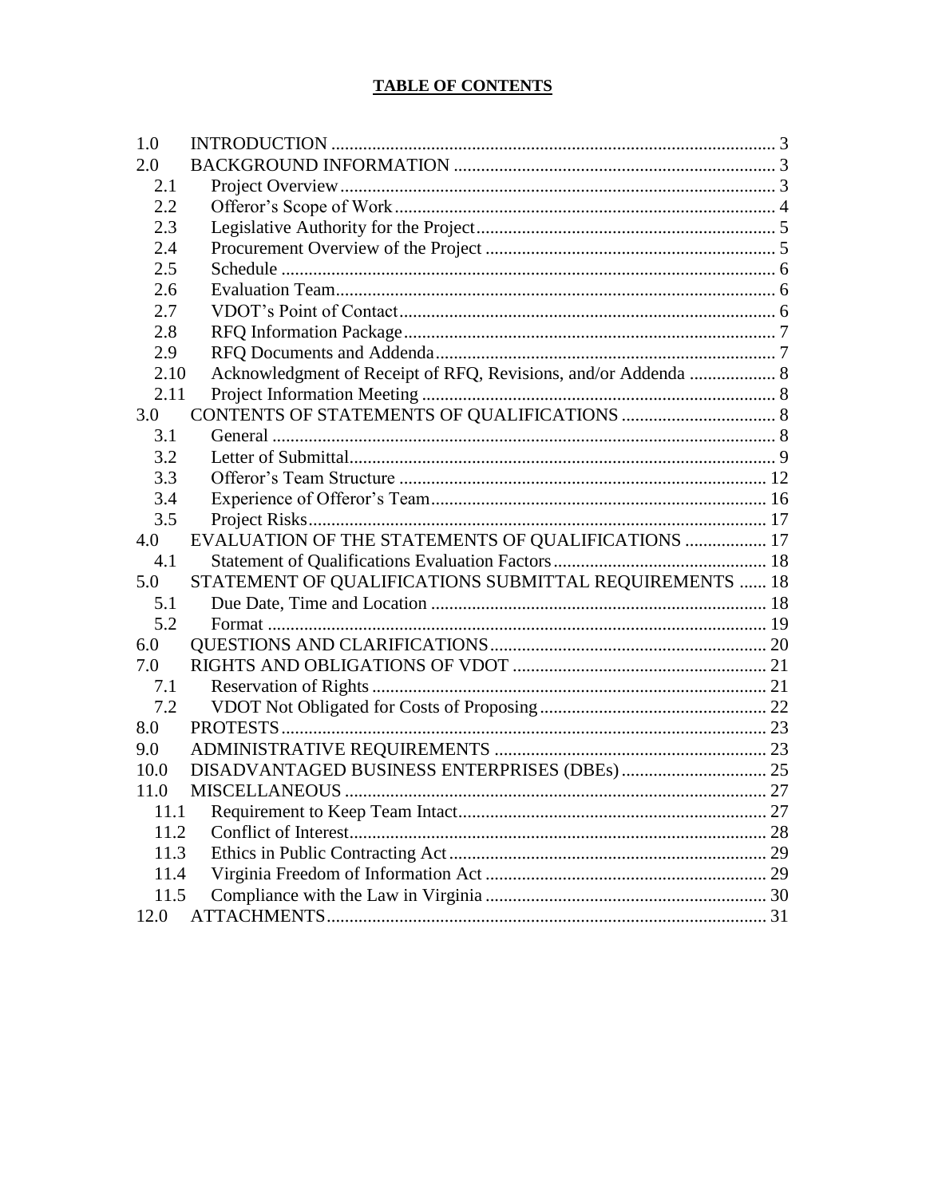**TABLE OF CONTENTS**

| | | |
|---|---|---|
| 1.0 | INTRODUCTION | 3 |
| 2.0 | BACKGROUND INFORMATION | 3 |
| 2.1 | Project Overview | 3 |
| 2.2 | Offeror's Scope of Work | 4 |
| 2.3 | Legislative Authority for the Project | 5 |
| 2.4 | Procurement Overview of the Project | 5 |
| 2.5 | Schedule | 6 |
| 2.6 | Evaluation Team | 6 |
| 2.7 | VDOT's Point of Contact | 6 |
| 2.8 | RFQ Information Package | 7 |
| 2.9 | RFQ Documents and Addenda | 7 |
| 2.10 | Acknowledgment of Receipt of RFQ, Revisions, and/or Addenda | 8 |
| 2.11 | Project Information Meeting | 8 |
| 3.0 | CONTENTS OF STATEMENTS OF QUALIFICATIONS | 8 |
| 3.1 | General | 8 |
| 3.2 | Letter of Submittal | 9 |
| 3.3 | Offeror's Team Structure | 12 |
| 3.4 | Experience of Offeror's Team | 16 |
| 3.5 | Project Risks | 17 |
| 4.0 | EVALUATION OF THE STATEMENTS OF QUALIFICATIONS | 17 |
| 4.1 | Statement of Qualifications Evaluation Factors | 18 |
| 5.0 | STATEMENT OF QUALIFICATIONS SUBMITTAL REQUIREMENTS | 18 |
| 5.1 | Due Date, Time and Location | 18 |
| 5.2 | Format | 19 |
| 6.0 | QUESTIONS AND CLARIFICATIONS | 20 |
| 7.0 | RIGHTS AND OBLIGATIONS OF VDOT | 21 |
| 7.1 | Reservation of Rights | 21 |
| 7.2 | VDOT Not Obligated for Costs of Proposing | 22 |
| 8.0 | PROTESTS | 23 |
| 9.0 | ADMINISTRATIVE REQUIREMENTS | 23 |
| 10.0 | DISADVANTAGED BUSINESS ENTERPRISES (DBEs) | 25 |
| 11.0 | MISCELLANEOUS | 27 |
| 11.1 | Requirement to Keep Team Intact | 27 |
| 11.2 | Conflict of Interest | 28 |
| 11.3 | Ethics in Public Contracting Act | 29 |
| 11.4 | Virginia Freedom of Information Act | 29 |
| 11.5 | Compliance with the Law in Virginia | 30 |
| 12.0 | ATTACHMENTS | 31 |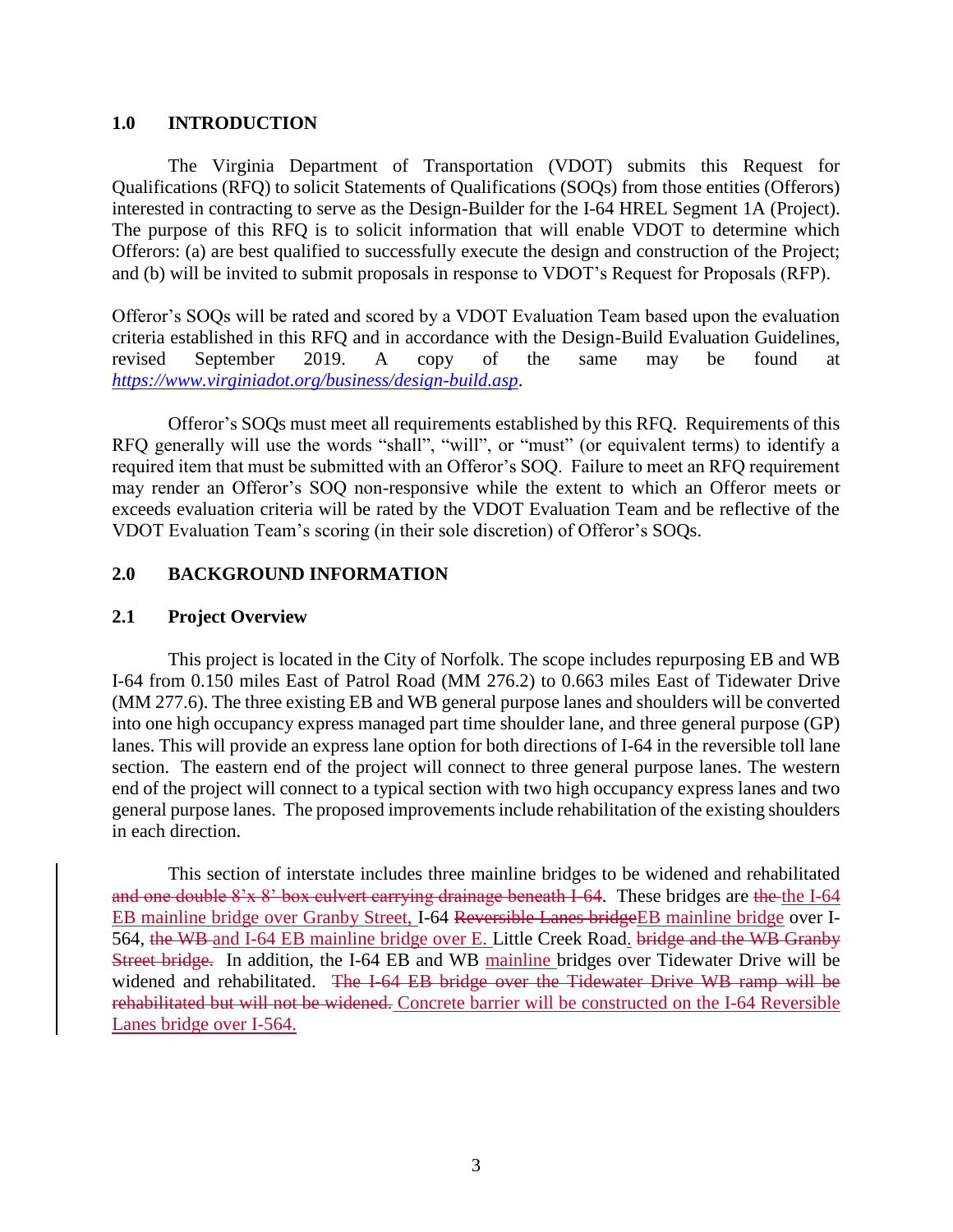## 1.0 INTRODUCTION

The Virginia Department of Transportation (VDOT) submits this Request for Qualifications (RFQ) to solicit Statements of Qualifications (SOQs) from those entities (Offerors) interested in contracting to serve as the Design-Builder for the I-64 HREL Segment 1A (Project). The purpose of this RFQ is to solicit information that will enable VDOT to determine which Offerors: (a) are best qualified to successfully execute the design and construction of the Project; and (b) will be invited to submit proposals in response to VDOT's Request for Proposals (RFP).

Offeror's SOQs will be rated and scored by a VDOT Evaluation Team based upon the evaluation criteria established in this RFQ and in accordance with the Design-Build Evaluation Guidelines, revised September 2019. A copy of the same may be found at *https://www.virginiadot.org/business/design-build.asp*.

Offeror's SOQs must meet all requirements established by this RFQ. Requirements of this RFQ generally will use the words "shall", "will", or "must" (or equivalent terms) to identify a required item that must be submitted with an Offeror's SOQ. Failure to meet an RFQ requirement may render an Offeror's SOQ non-responsive while the extent to which an Offeror meets or exceeds evaluation criteria will be rated by the VDOT Evaluation Team and be reflective of the VDOT Evaluation Team's scoring (in their sole discretion) of Offeror's SOQs.

## 2.0 BACKGROUND INFORMATION

### 2.1 Project Overview

This project is located in the City of Norfolk. The scope includes repurposing EB and WB I-64 from 0.150 miles East of Patrol Road (MM 276.2) to 0.663 miles East of Tidewater Drive (MM 277.6). The three existing EB and WB general purpose lanes and shoulders will be converted into one high occupancy express managed part time shoulder lane, and three general purpose (GP) lanes. This will provide an express lane option for both directions of I-64 in the reversible toll lane section. The eastern end of the project will connect to three general purpose lanes. The western end of the project will connect to a typical section with two high occupancy express lanes and two general purpose lanes. The proposed improvements include rehabilitation of the existing shoulders in each direction.

This section of interstate includes three mainline bridges to be widened and rehabilitated ~~and one double 8'x 8' box culvert carrying drainage beneath I-64~~. These bridges are ~~the~~ <u>the I-64 EB mainline bridge over Granby Street,</u> I-64 ~~Reversible Lanes bridge~~<u>EB mainline bridge</u> over I-564, ~~the WB~~ <u>and I-64 EB mainline bridge over E.</u> Little Creek Road<u>.</u> ~~bridge and the WB Granby Street bridge.~~ In addition, the I-64 EB and WB <u>mainline</u> bridges over Tidewater Drive will be widened and rehabilitated. ~~The I-64 EB bridge over the Tidewater Drive WB ramp will be rehabilitated but will not be widened.~~ <u>Concrete barrier will be constructed on the I-64 Reversible Lanes bridge over I-564.</u>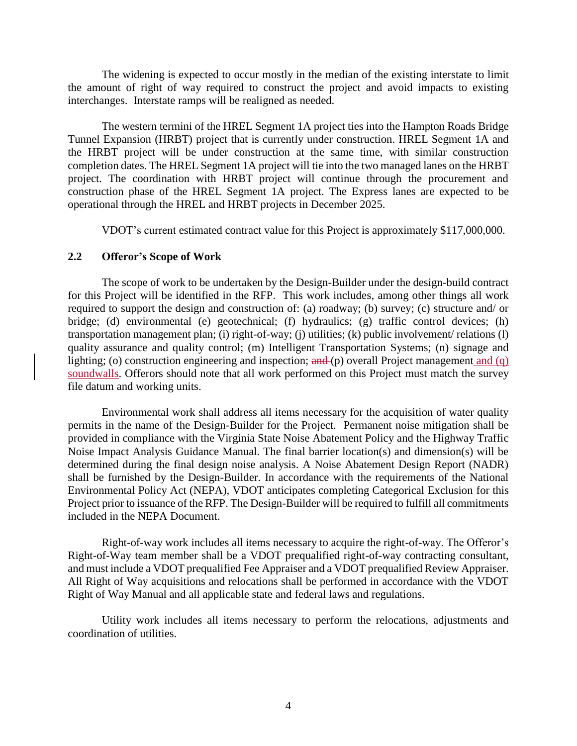The widening is expected to occur mostly in the median of the existing interstate to limit the amount of right of way required to construct the project and avoid impacts to existing interchanges. Interstate ramps will be realigned as needed.

The western termini of the HREL Segment 1A project ties into the Hampton Roads Bridge Tunnel Expansion (HRBT) project that is currently under construction. HREL Segment 1A and the HRBT project will be under construction at the same time, with similar construction completion dates. The HREL Segment 1A project will tie into the two managed lanes on the HRBT project. The coordination with HRBT project will continue through the procurement and construction phase of the HREL Segment 1A project. The Express lanes are expected to be operational through the HREL and HRBT projects in December 2025.

VDOT's current estimated contract value for this Project is approximately $117,000,000.

### 2.2 Offeror's Scope of Work

The scope of work to be undertaken by the Design-Builder under the design-build contract for this Project will be identified in the RFP. This work includes, among other things all work required to support the design and construction of: (a) roadway; (b) survey; (c) structure and/ or bridge; (d) environmental (e) geotechnical; (f) hydraulics; (g) traffic control devices; (h) transportation management plan; (i) right-of-way; (j) utilities; (k) public involvement/ relations (l) quality assurance and quality control; (m) Intelligent Transportation Systems; (n) signage and lighting; (o) construction engineering and inspection; ~~and~~ (p) overall Project management and (q) soundwalls. Offerors should note that all work performed on this Project must match the survey file datum and working units.

Environmental work shall address all items necessary for the acquisition of water quality permits in the name of the Design-Builder for the Project. Permanent noise mitigation shall be provided in compliance with the Virginia State Noise Abatement Policy and the Highway Traffic Noise Impact Analysis Guidance Manual. The final barrier location(s) and dimension(s) will be determined during the final design noise analysis. A Noise Abatement Design Report (NADR) shall be furnished by the Design-Builder. In accordance with the requirements of the National Environmental Policy Act (NEPA), VDOT anticipates completing Categorical Exclusion for this Project prior to issuance of the RFP. The Design-Builder will be required to fulfill all commitments included in the NEPA Document.

Right-of-way work includes all items necessary to acquire the right-of-way. The Offeror's Right-of-Way team member shall be a VDOT prequalified right-of-way contracting consultant, and must include a VDOT prequalified Fee Appraiser and a VDOT prequalified Review Appraiser. All Right of Way acquisitions and relocations shall be performed in accordance with the VDOT Right of Way Manual and all applicable state and federal laws and regulations.

Utility work includes all items necessary to perform the relocations, adjustments and coordination of utilities.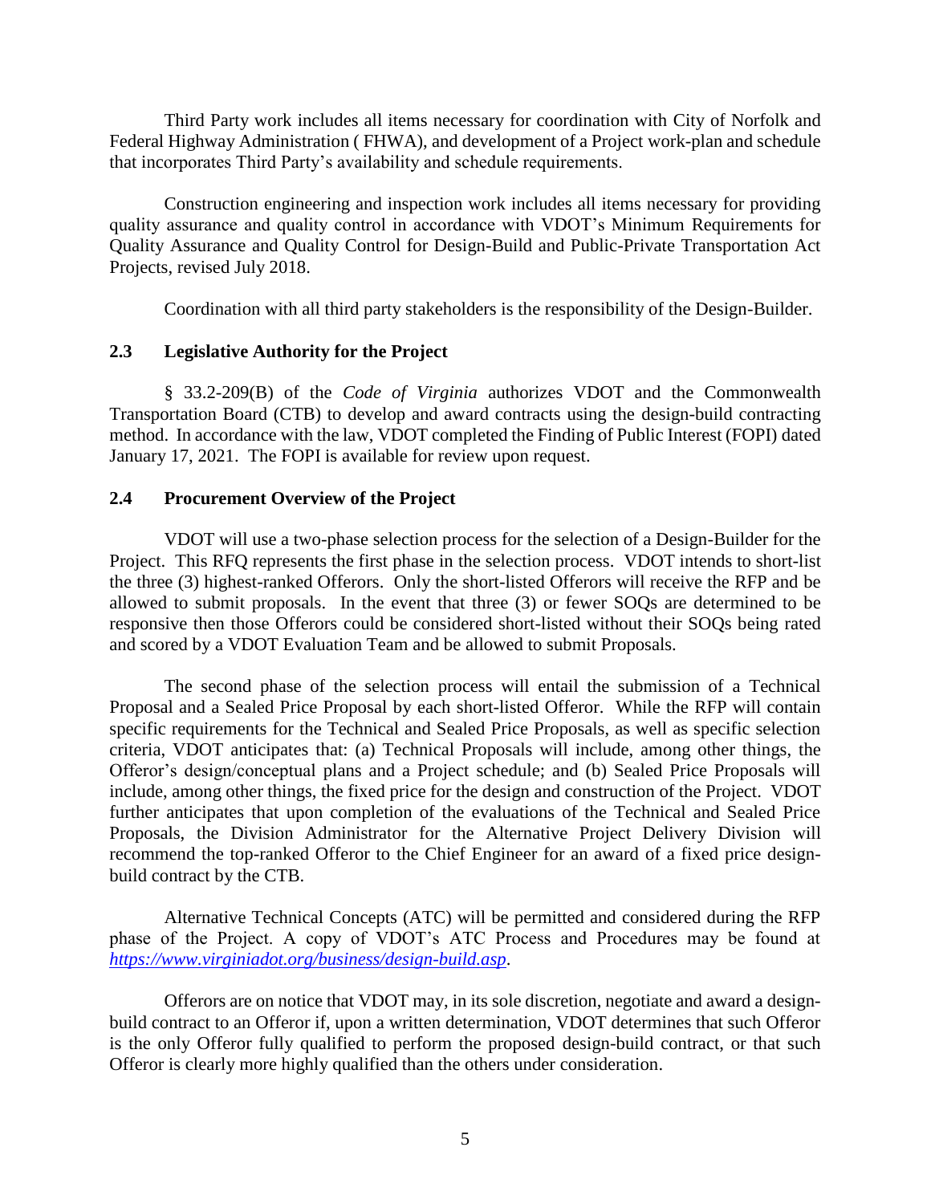Third Party work includes all items necessary for coordination with City of Norfolk and Federal Highway Administration ( FHWA), and development of a Project work-plan and schedule that incorporates Third Party's availability and schedule requirements.

Construction engineering and inspection work includes all items necessary for providing quality assurance and quality control in accordance with VDOT's Minimum Requirements for Quality Assurance and Quality Control for Design-Build and Public-Private Transportation Act Projects, revised July 2018.

Coordination with all third party stakeholders is the responsibility of the Design-Builder.

### 2.3 Legislative Authority for the Project

§ 33.2-209(B) of the *Code of Virginia* authorizes VDOT and the Commonwealth Transportation Board (CTB) to develop and award contracts using the design-build contracting method. In accordance with the law, VDOT completed the Finding of Public Interest (FOPI) dated January 17, 2021. The FOPI is available for review upon request.

### 2.4 Procurement Overview of the Project

VDOT will use a two-phase selection process for the selection of a Design-Builder for the Project. This RFQ represents the first phase in the selection process. VDOT intends to short-list the three (3) highest-ranked Offerors. Only the short-listed Offerors will receive the RFP and be allowed to submit proposals. In the event that three (3) or fewer SOQs are determined to be responsive then those Offerors could be considered short-listed without their SOQs being rated and scored by a VDOT Evaluation Team and be allowed to submit Proposals.

The second phase of the selection process will entail the submission of a Technical Proposal and a Sealed Price Proposal by each short-listed Offeror. While the RFP will contain specific requirements for the Technical and Sealed Price Proposals, as well as specific selection criteria, VDOT anticipates that: (a) Technical Proposals will include, among other things, the Offeror's design/conceptual plans and a Project schedule; and (b) Sealed Price Proposals will include, among other things, the fixed price for the design and construction of the Project. VDOT further anticipates that upon completion of the evaluations of the Technical and Sealed Price Proposals, the Division Administrator for the Alternative Project Delivery Division will recommend the top-ranked Offeror to the Chief Engineer for an award of a fixed price design-build contract by the CTB.

Alternative Technical Concepts (ATC) will be permitted and considered during the RFP phase of the Project. A copy of VDOT's ATC Process and Procedures may be found at *https://www.virginiadot.org/business/design-build.asp*.

Offerors are on notice that VDOT may, in its sole discretion, negotiate and award a design-build contract to an Offeror if, upon a written determination, VDOT determines that such Offeror is the only Offeror fully qualified to perform the proposed design-build contract, or that such Offeror is clearly more highly qualified than the others under consideration.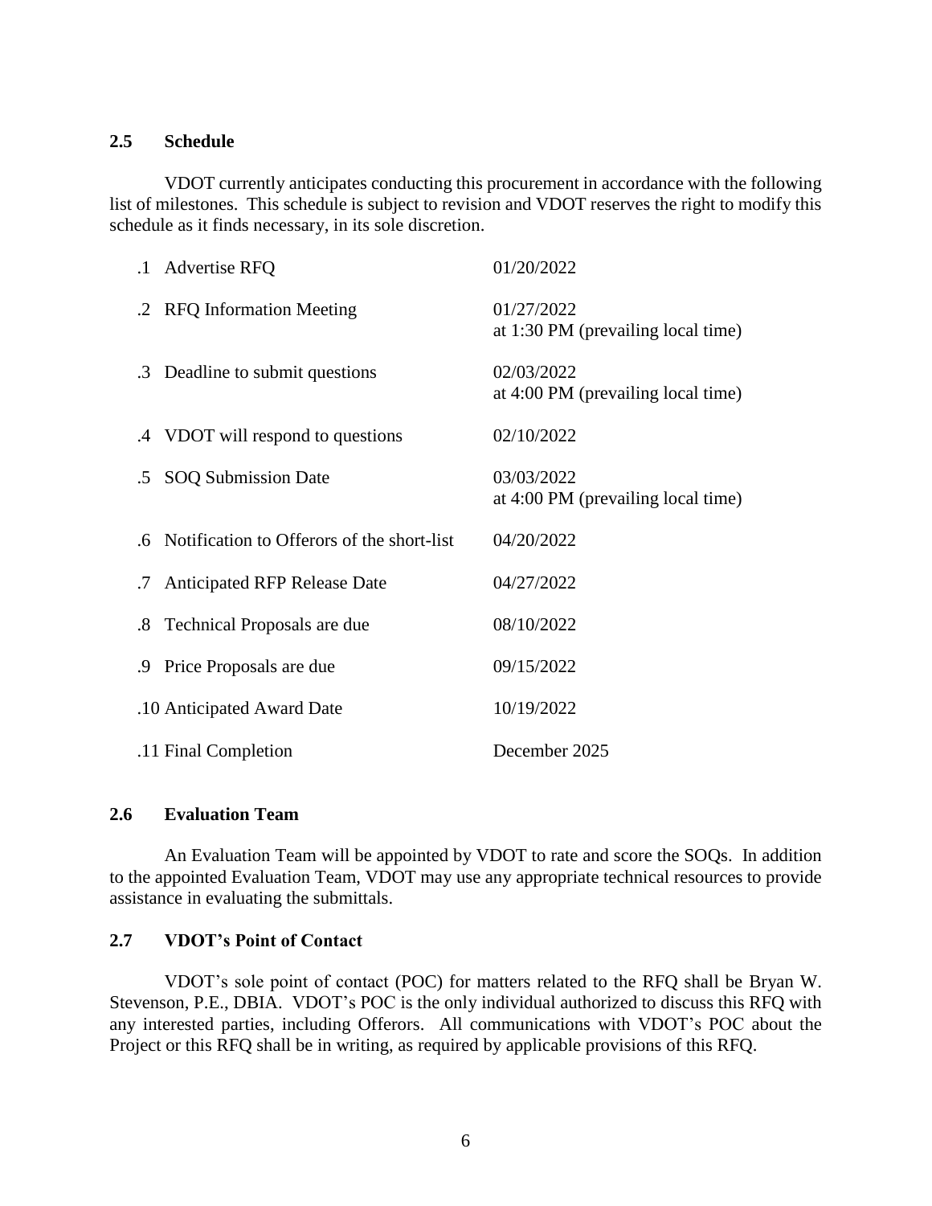### 2.5 Schedule

VDOT currently anticipates conducting this procurement in accordance with the following list of milestones. This schedule is subject to revision and VDOT reserves the right to modify this schedule as it finds necessary, in its sole discretion.

| Milestone | Date |
| --- | --- |
| .1 Advertise RFQ | 01/20/2022 |
| .2 RFQ Information Meeting | 01/27/2022 at 1:30 PM (prevailing local time) |
| .3 Deadline to submit questions | 02/03/2022 at 4:00 PM (prevailing local time) |
| .4 VDOT will respond to questions | 02/10/2022 |
| .5 SOQ Submission Date | 03/03/2022 at 4:00 PM (prevailing local time) |
| .6 Notification to Offerors of the short-list | 04/20/2022 |
| .7 Anticipated RFP Release Date | 04/27/2022 |
| .8 Technical Proposals are due | 08/10/2022 |
| .9 Price Proposals are due | 09/15/2022 |
| .10 Anticipated Award Date | 10/19/2022 |
| .11 Final Completion | December 2025 |

### 2.6 Evaluation Team

An Evaluation Team will be appointed by VDOT to rate and score the SOQs. In addition to the appointed Evaluation Team, VDOT may use any appropriate technical resources to provide assistance in evaluating the submittals.

### 2.7 VDOT's Point of Contact

VDOT's sole point of contact (POC) for matters related to the RFQ shall be Bryan W. Stevenson, P.E., DBIA. VDOT's POC is the only individual authorized to discuss this RFQ with any interested parties, including Offerors. All communications with VDOT's POC about the Project or this RFQ shall be in writing, as required by applicable provisions of this RFQ.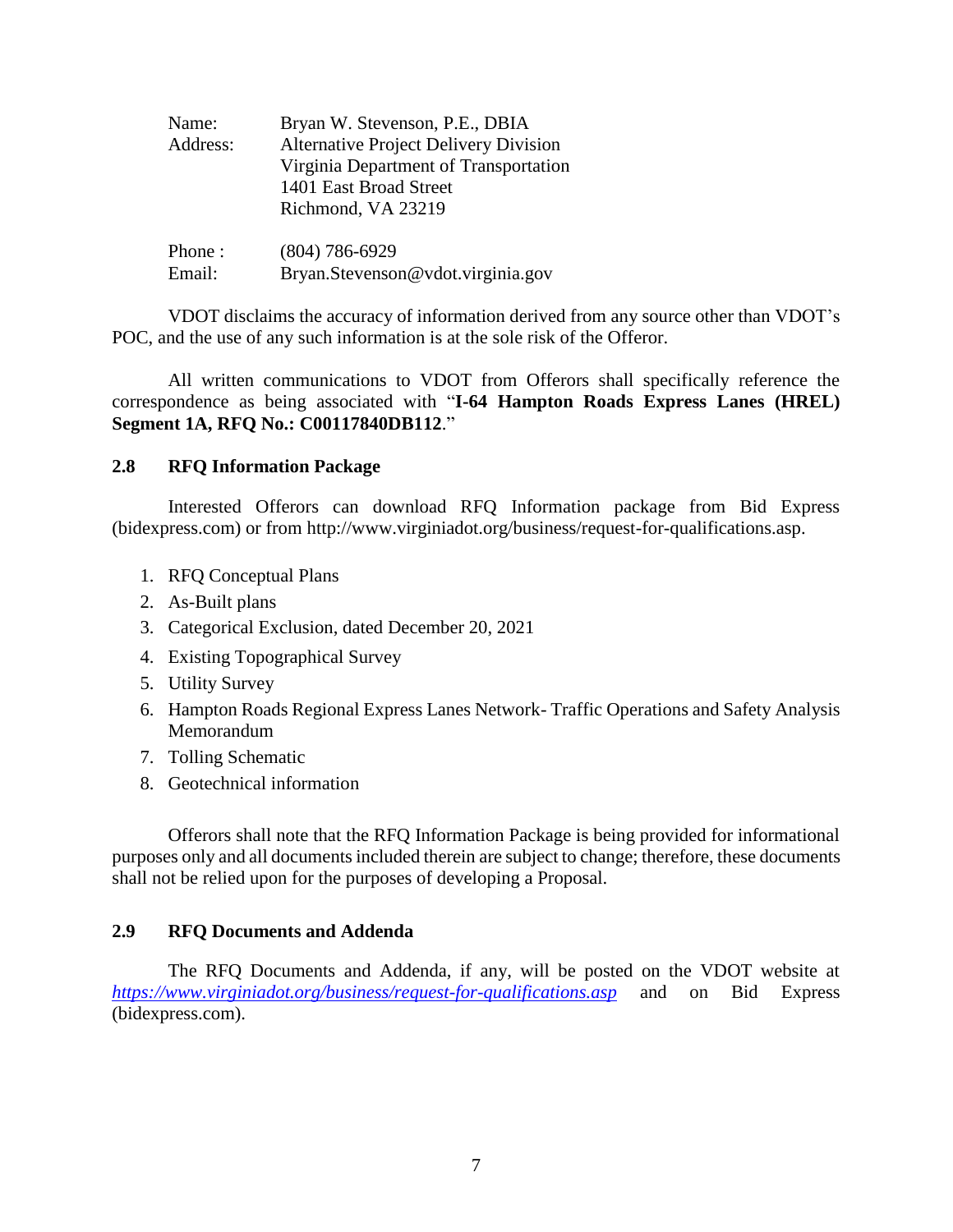Name: Bryan W. Stevenson, P.E., DBIA
Address: Alternative Project Delivery Division
Virginia Department of Transportation
1401 East Broad Street
Richmond, VA 23219

Phone : (804) 786-6929
Email: Bryan.Stevenson@vdot.virginia.gov

VDOT disclaims the accuracy of information derived from any source other than VDOT's POC, and the use of any such information is at the sole risk of the Offeror.

All written communications to VDOT from Offerors shall specifically reference the correspondence as being associated with "**I-64 Hampton Roads Express Lanes (HREL) Segment 1A, RFQ No.: C00117840DB112**."

### 2.8 RFQ Information Package

Interested Offerors can download RFQ Information package from Bid Express (bidexpress.com) or from http://www.virginiadot.org/business/request-for-qualifications.asp.

1. RFQ Conceptual Plans
2. As-Built plans
3. Categorical Exclusion, dated December 20, 2021
4. Existing Topographical Survey
5. Utility Survey
6. Hampton Roads Regional Express Lanes Network- Traffic Operations and Safety Analysis Memorandum
7. Tolling Schematic
8. Geotechnical information

Offerors shall note that the RFQ Information Package is being provided for informational purposes only and all documents included therein are subject to change; therefore, these documents shall not be relied upon for the purposes of developing a Proposal.

### 2.9 RFQ Documents and Addenda

The RFQ Documents and Addenda, if any, will be posted on the VDOT website at *https://www.virginiadot.org/business/request-for-qualifications.asp* and on Bid Express (bidexpress.com).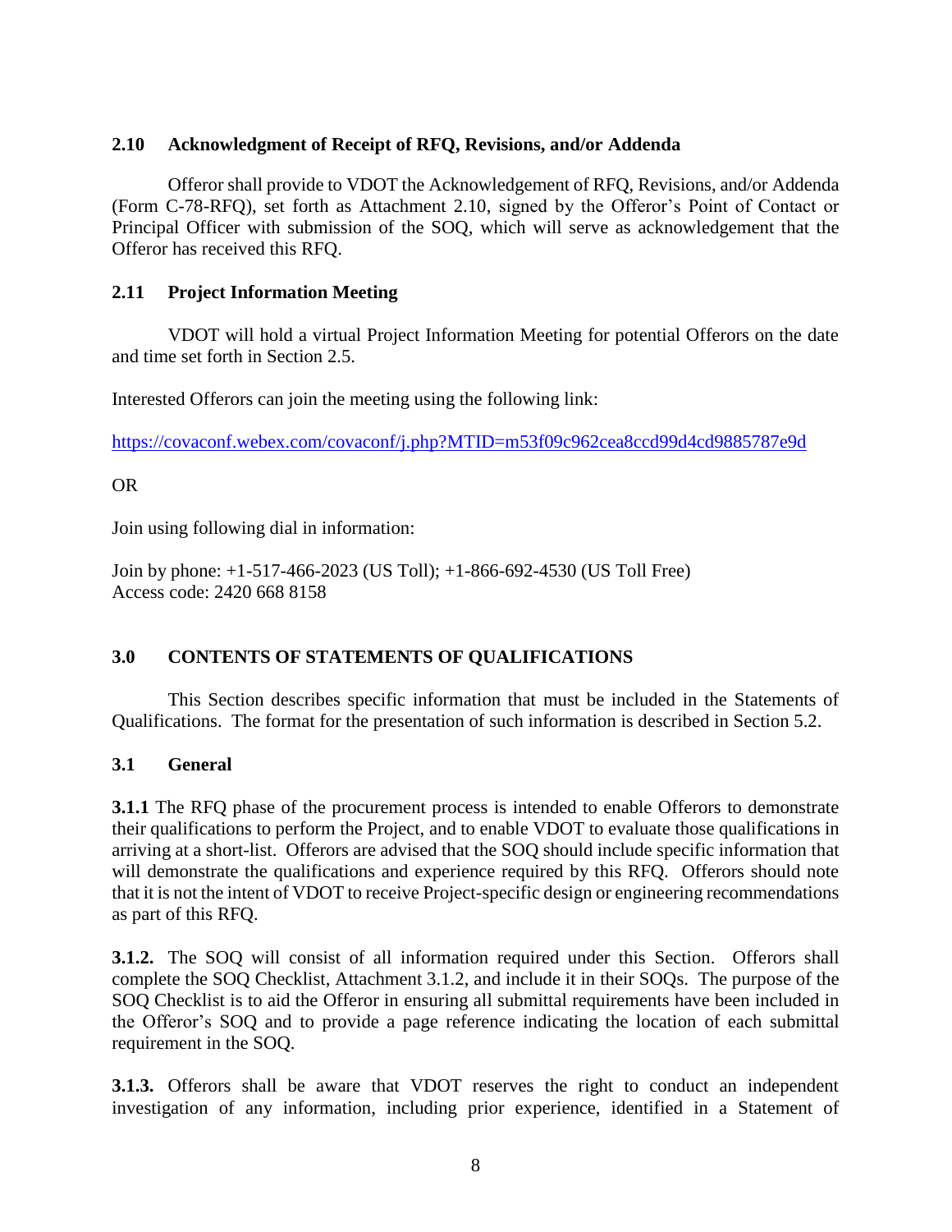### 2.10 Acknowledgment of Receipt of RFQ, Revisions, and/or Addenda

Offeror shall provide to VDOT the Acknowledgement of RFQ, Revisions, and/or Addenda (Form C-78-RFQ), set forth as Attachment 2.10, signed by the Offeror's Point of Contact or Principal Officer with submission of the SOQ, which will serve as acknowledgement that the Offeror has received this RFQ.

### 2.11 Project Information Meeting

VDOT will hold a virtual Project Information Meeting for potential Offerors on the date and time set forth in Section 2.5.

Interested Offerors can join the meeting using the following link:

https://covaconf.webex.com/covaconf/j.php?MTID=m53f09c962cea8ccd99d4cd9885787e9d

OR

Join using following dial in information:

Join by phone: +1-517-466-2023 (US Toll); +1-866-692-4530 (US Toll Free)
Access code: 2420 668 8158

## 3.0 CONTENTS OF STATEMENTS OF QUALIFICATIONS

This Section describes specific information that must be included in the Statements of Qualifications. The format for the presentation of such information is described in Section 5.2.

### 3.1 General

**3.1.1** The RFQ phase of the procurement process is intended to enable Offerors to demonstrate their qualifications to perform the Project, and to enable VDOT to evaluate those qualifications in arriving at a short-list. Offerors are advised that the SOQ should include specific information that will demonstrate the qualifications and experience required by this RFQ. Offerors should note that it is not the intent of VDOT to receive Project-specific design or engineering recommendations as part of this RFQ.

**3.1.2.** The SOQ will consist of all information required under this Section. Offerors shall complete the SOQ Checklist, Attachment 3.1.2, and include it in their SOQs. The purpose of the SOQ Checklist is to aid the Offeror in ensuring all submittal requirements have been included in the Offeror's SOQ and to provide a page reference indicating the location of each submittal requirement in the SOQ.

**3.1.3.** Offerors shall be aware that VDOT reserves the right to conduct an independent investigation of any information, including prior experience, identified in a Statement of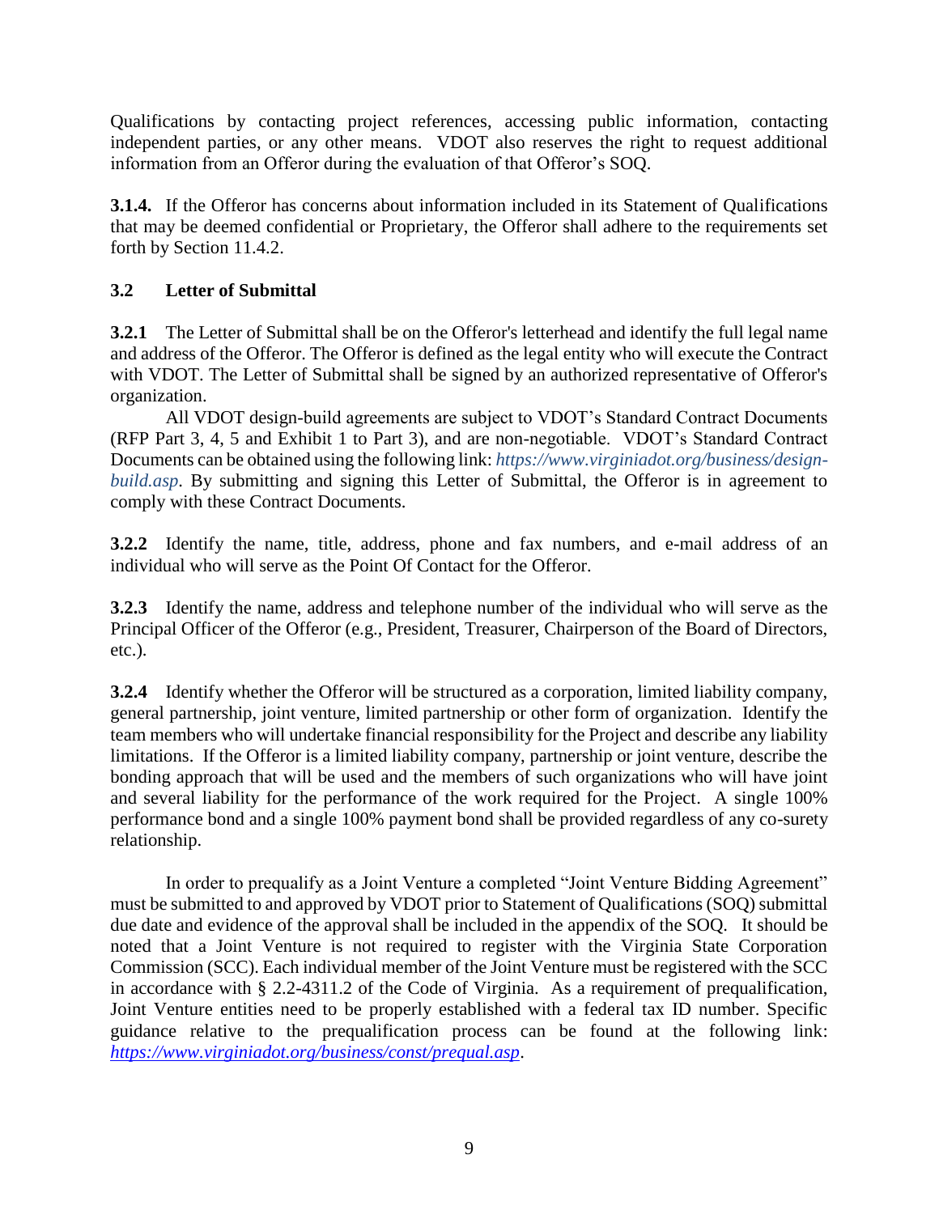Qualifications by contacting project references, accessing public information, contacting independent parties, or any other means. VDOT also reserves the right to request additional information from an Offeror during the evaluation of that Offeror's SOQ.

**3.1.4.** If the Offeror has concerns about information included in its Statement of Qualifications that may be deemed confidential or Proprietary, the Offeror shall adhere to the requirements set forth by Section 11.4.2.

### 3.2 Letter of Submittal

**3.2.1** The Letter of Submittal shall be on the Offeror's letterhead and identify the full legal name and address of the Offeror. The Offeror is defined as the legal entity who will execute the Contract with VDOT. The Letter of Submittal shall be signed by an authorized representative of Offeror's organization.

All VDOT design-build agreements are subject to VDOT's Standard Contract Documents (RFP Part 3, 4, 5 and Exhibit 1 to Part 3), and are non-negotiable. VDOT's Standard Contract Documents can be obtained using the following link: *https://www.virginiadot.org/business/design-build.asp*. By submitting and signing this Letter of Submittal, the Offeror is in agreement to comply with these Contract Documents.

**3.2.2** Identify the name, title, address, phone and fax numbers, and e-mail address of an individual who will serve as the Point Of Contact for the Offeror.

**3.2.3** Identify the name, address and telephone number of the individual who will serve as the Principal Officer of the Offeror (e.g., President, Treasurer, Chairperson of the Board of Directors, etc.).

**3.2.4** Identify whether the Offeror will be structured as a corporation, limited liability company, general partnership, joint venture, limited partnership or other form of organization. Identify the team members who will undertake financial responsibility for the Project and describe any liability limitations. If the Offeror is a limited liability company, partnership or joint venture, describe the bonding approach that will be used and the members of such organizations who will have joint and several liability for the performance of the work required for the Project. A single 100% performance bond and a single 100% payment bond shall be provided regardless of any co-surety relationship.

In order to prequalify as a Joint Venture a completed "Joint Venture Bidding Agreement" must be submitted to and approved by VDOT prior to Statement of Qualifications (SOQ) submittal due date and evidence of the approval shall be included in the appendix of the SOQ. It should be noted that a Joint Venture is not required to register with the Virginia State Corporation Commission (SCC). Each individual member of the Joint Venture must be registered with the SCC in accordance with § 2.2-4311.2 of the Code of Virginia. As a requirement of prequalification, Joint Venture entities need to be properly established with a federal tax ID number. Specific guidance relative to the prequalification process can be found at the following link: *https://www.virginiadot.org/business/const/prequal.asp*.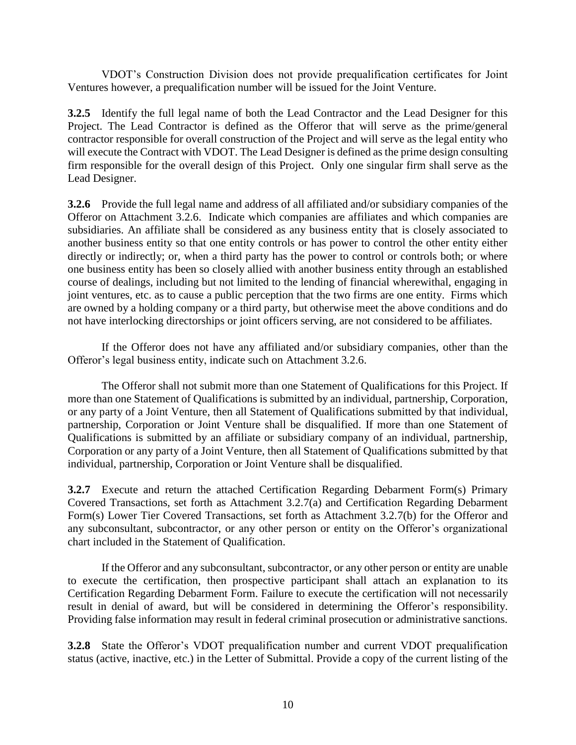VDOT's Construction Division does not provide prequalification certificates for Joint Ventures however, a prequalification number will be issued for the Joint Venture.

**3.2.5** Identify the full legal name of both the Lead Contractor and the Lead Designer for this Project. The Lead Contractor is defined as the Offeror that will serve as the prime/general contractor responsible for overall construction of the Project and will serve as the legal entity who will execute the Contract with VDOT. The Lead Designer is defined as the prime design consulting firm responsible for the overall design of this Project. Only one singular firm shall serve as the Lead Designer.

**3.2.6** Provide the full legal name and address of all affiliated and/or subsidiary companies of the Offeror on Attachment 3.2.6. Indicate which companies are affiliates and which companies are subsidiaries. An affiliate shall be considered as any business entity that is closely associated to another business entity so that one entity controls or has power to control the other entity either directly or indirectly; or, when a third party has the power to control or controls both; or where one business entity has been so closely allied with another business entity through an established course of dealings, including but not limited to the lending of financial wherewithal, engaging in joint ventures, etc. as to cause a public perception that the two firms are one entity. Firms which are owned by a holding company or a third party, but otherwise meet the above conditions and do not have interlocking directorships or joint officers serving, are not considered to be affiliates.

If the Offeror does not have any affiliated and/or subsidiary companies, other than the Offeror's legal business entity, indicate such on Attachment 3.2.6.

The Offeror shall not submit more than one Statement of Qualifications for this Project. If more than one Statement of Qualifications is submitted by an individual, partnership, Corporation, or any party of a Joint Venture, then all Statement of Qualifications submitted by that individual, partnership, Corporation or Joint Venture shall be disqualified. If more than one Statement of Qualifications is submitted by an affiliate or subsidiary company of an individual, partnership, Corporation or any party of a Joint Venture, then all Statement of Qualifications submitted by that individual, partnership, Corporation or Joint Venture shall be disqualified.

**3.2.7** Execute and return the attached Certification Regarding Debarment Form(s) Primary Covered Transactions, set forth as Attachment 3.2.7(a) and Certification Regarding Debarment Form(s) Lower Tier Covered Transactions, set forth as Attachment 3.2.7(b) for the Offeror and any subconsultant, subcontractor, or any other person or entity on the Offeror's organizational chart included in the Statement of Qualification.

If the Offeror and any subconsultant, subcontractor, or any other person or entity are unable to execute the certification, then prospective participant shall attach an explanation to its Certification Regarding Debarment Form. Failure to execute the certification will not necessarily result in denial of award, but will be considered in determining the Offeror's responsibility. Providing false information may result in federal criminal prosecution or administrative sanctions.

**3.2.8** State the Offeror's VDOT prequalification number and current VDOT prequalification status (active, inactive, etc.) in the Letter of Submittal. Provide a copy of the current listing of the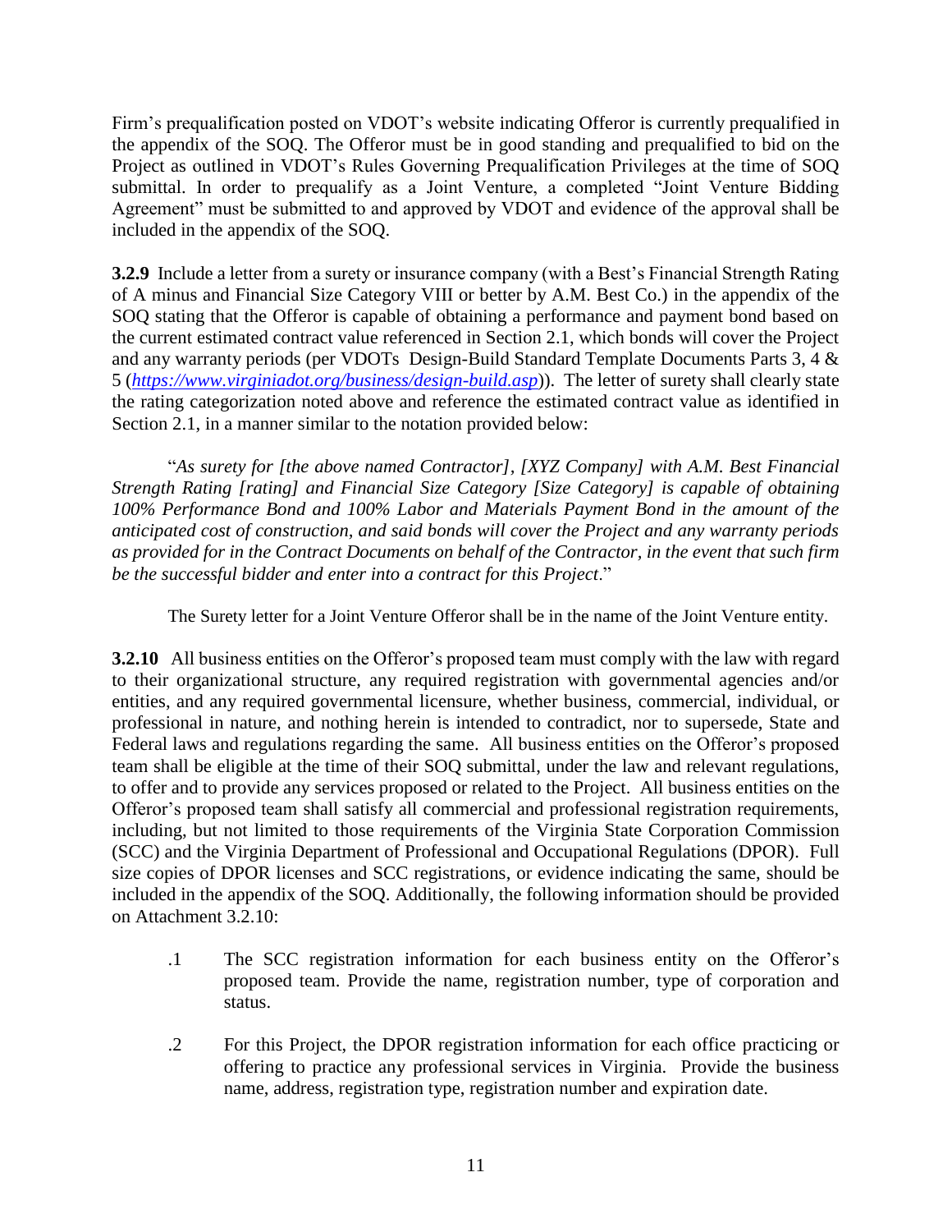Firm's prequalification posted on VDOT's website indicating Offeror is currently prequalified in the appendix of the SOQ. The Offeror must be in good standing and prequalified to bid on the Project as outlined in VDOT's Rules Governing Prequalification Privileges at the time of SOQ submittal. In order to prequalify as a Joint Venture, a completed "Joint Venture Bidding Agreement" must be submitted to and approved by VDOT and evidence of the approval shall be included in the appendix of the SOQ.

**3.2.9** Include a letter from a surety or insurance company (with a Best's Financial Strength Rating of A minus and Financial Size Category VIII or better by A.M. Best Co.) in the appendix of the SOQ stating that the Offeror is capable of obtaining a performance and payment bond based on the current estimated contract value referenced in Section 2.1, which bonds will cover the Project and any warranty periods (per VDOTs Design-Build Standard Template Documents Parts 3, 4 & 5 (*https://www.virginiadot.org/business/design-build.asp*)). The letter of surety shall clearly state the rating categorization noted above and reference the estimated contract value as identified in Section 2.1, in a manner similar to the notation provided below:

"*As surety for [the above named Contractor], [XYZ Company] with A.M. Best Financial Strength Rating [rating] and Financial Size Category [Size Category] is capable of obtaining 100% Performance Bond and 100% Labor and Materials Payment Bond in the amount of the anticipated cost of construction, and said bonds will cover the Project and any warranty periods as provided for in the Contract Documents on behalf of the Contractor, in the event that such firm be the successful bidder and enter into a contract for this Project*."

The Surety letter for a Joint Venture Offeror shall be in the name of the Joint Venture entity.

**3.2.10** All business entities on the Offeror's proposed team must comply with the law with regard to their organizational structure, any required registration with governmental agencies and/or entities, and any required governmental licensure, whether business, commercial, individual, or professional in nature, and nothing herein is intended to contradict, nor to supersede, State and Federal laws and regulations regarding the same. All business entities on the Offeror's proposed team shall be eligible at the time of their SOQ submittal, under the law and relevant regulations, to offer and to provide any services proposed or related to the Project. All business entities on the Offeror's proposed team shall satisfy all commercial and professional registration requirements, including, but not limited to those requirements of the Virginia State Corporation Commission (SCC) and the Virginia Department of Professional and Occupational Regulations (DPOR). Full size copies of DPOR licenses and SCC registrations, or evidence indicating the same, should be included in the appendix of the SOQ. Additionally, the following information should be provided on Attachment 3.2.10:

.1 The SCC registration information for each business entity on the Offeror's proposed team. Provide the name, registration number, type of corporation and status.

.2 For this Project, the DPOR registration information for each office practicing or offering to practice any professional services in Virginia. Provide the business name, address, registration type, registration number and expiration date.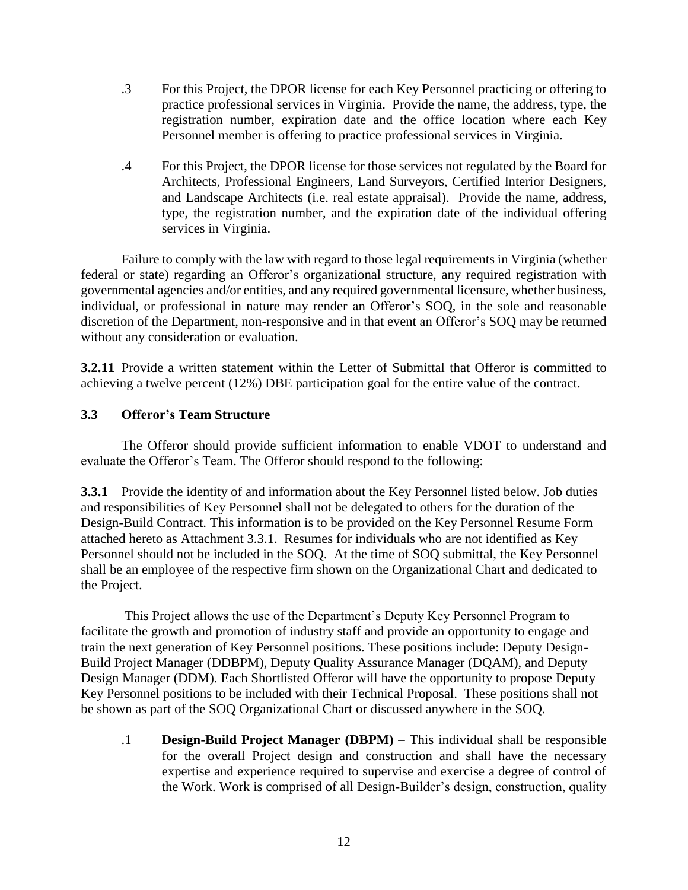.3 For this Project, the DPOR license for each Key Personnel practicing or offering to practice professional services in Virginia. Provide the name, the address, type, the registration number, expiration date and the office location where each Key Personnel member is offering to practice professional services in Virginia.

.4 For this Project, the DPOR license for those services not regulated by the Board for Architects, Professional Engineers, Land Surveyors, Certified Interior Designers, and Landscape Architects (i.e. real estate appraisal). Provide the name, address, type, the registration number, and the expiration date of the individual offering services in Virginia.

Failure to comply with the law with regard to those legal requirements in Virginia (whether federal or state) regarding an Offeror's organizational structure, any required registration with governmental agencies and/or entities, and any required governmental licensure, whether business, individual, or professional in nature may render an Offeror's SOQ, in the sole and reasonable discretion of the Department, non-responsive and in that event an Offeror's SOQ may be returned without any consideration or evaluation.

**3.2.11** Provide a written statement within the Letter of Submittal that Offeror is committed to achieving a twelve percent (12%) DBE participation goal for the entire value of the contract.

### 3.3 Offeror's Team Structure

The Offeror should provide sufficient information to enable VDOT to understand and evaluate the Offeror's Team. The Offeror should respond to the following:

**3.3.1** Provide the identity of and information about the Key Personnel listed below. Job duties and responsibilities of Key Personnel shall not be delegated to others for the duration of the Design-Build Contract. This information is to be provided on the Key Personnel Resume Form attached hereto as Attachment 3.3.1. Resumes for individuals who are not identified as Key Personnel should not be included in the SOQ. At the time of SOQ submittal, the Key Personnel shall be an employee of the respective firm shown on the Organizational Chart and dedicated to the Project.

This Project allows the use of the Department's Deputy Key Personnel Program to facilitate the growth and promotion of industry staff and provide an opportunity to engage and train the next generation of Key Personnel positions. These positions include: Deputy Design-Build Project Manager (DDBPM), Deputy Quality Assurance Manager (DQAM), and Deputy Design Manager (DDM). Each Shortlisted Offeror will have the opportunity to propose Deputy Key Personnel positions to be included with their Technical Proposal. These positions shall not be shown as part of the SOQ Organizational Chart or discussed anywhere in the SOQ.

.1 **Design-Build Project Manager (DBPM)** – This individual shall be responsible for the overall Project design and construction and shall have the necessary expertise and experience required to supervise and exercise a degree of control of the Work. Work is comprised of all Design-Builder's design, construction, quality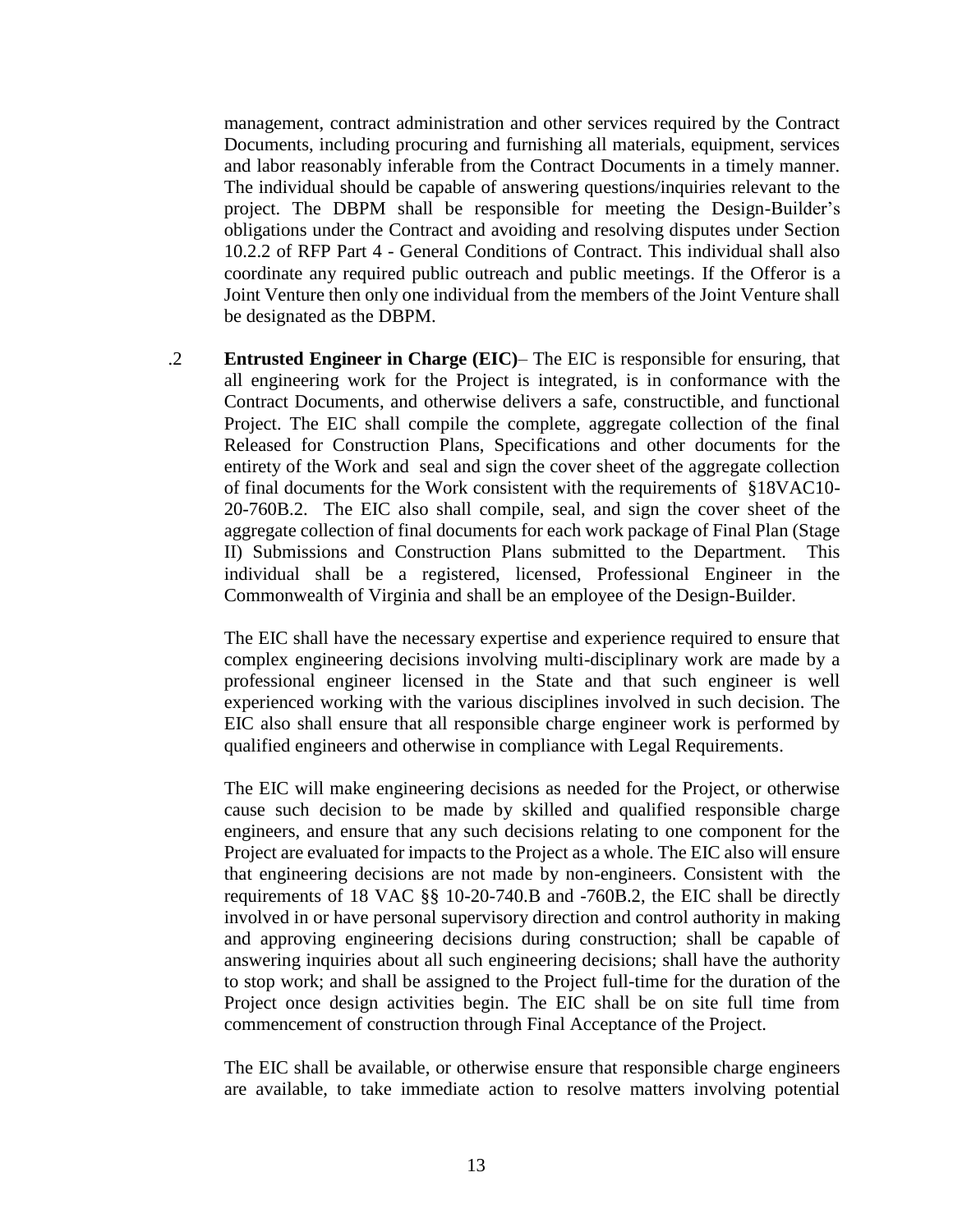management, contract administration and other services required by the Contract Documents, including procuring and furnishing all materials, equipment, services and labor reasonably inferable from the Contract Documents in a timely manner. The individual should be capable of answering questions/inquiries relevant to the project. The DBPM shall be responsible for meeting the Design-Builder's obligations under the Contract and avoiding and resolving disputes under Section 10.2.2 of RFP Part 4 - General Conditions of Contract. This individual shall also coordinate any required public outreach and public meetings. If the Offeror is a Joint Venture then only one individual from the members of the Joint Venture shall be designated as the DBPM.

.2 **Entrusted Engineer in Charge (EIC)**– The EIC is responsible for ensuring, that all engineering work for the Project is integrated, is in conformance with the Contract Documents, and otherwise delivers a safe, constructible, and functional Project. The EIC shall compile the complete, aggregate collection of the final Released for Construction Plans, Specifications and other documents for the entirety of the Work and seal and sign the cover sheet of the aggregate collection of final documents for the Work consistent with the requirements of §18VAC10-20-760B.2. The EIC also shall compile, seal, and sign the cover sheet of the aggregate collection of final documents for each work package of Final Plan (Stage II) Submissions and Construction Plans submitted to the Department. This individual shall be a registered, licensed, Professional Engineer in the Commonwealth of Virginia and shall be an employee of the Design-Builder.

The EIC shall have the necessary expertise and experience required to ensure that complex engineering decisions involving multi-disciplinary work are made by a professional engineer licensed in the State and that such engineer is well experienced working with the various disciplines involved in such decision. The EIC also shall ensure that all responsible charge engineer work is performed by qualified engineers and otherwise in compliance with Legal Requirements.

The EIC will make engineering decisions as needed for the Project, or otherwise cause such decision to be made by skilled and qualified responsible charge engineers, and ensure that any such decisions relating to one component for the Project are evaluated for impacts to the Project as a whole. The EIC also will ensure that engineering decisions are not made by non-engineers. Consistent with the requirements of 18 VAC §§ 10-20-740.B and -760B.2, the EIC shall be directly involved in or have personal supervisory direction and control authority in making and approving engineering decisions during construction; shall be capable of answering inquiries about all such engineering decisions; shall have the authority to stop work; and shall be assigned to the Project full-time for the duration of the Project once design activities begin. The EIC shall be on site full time from commencement of construction through Final Acceptance of the Project.

The EIC shall be available, or otherwise ensure that responsible charge engineers are available, to take immediate action to resolve matters involving potential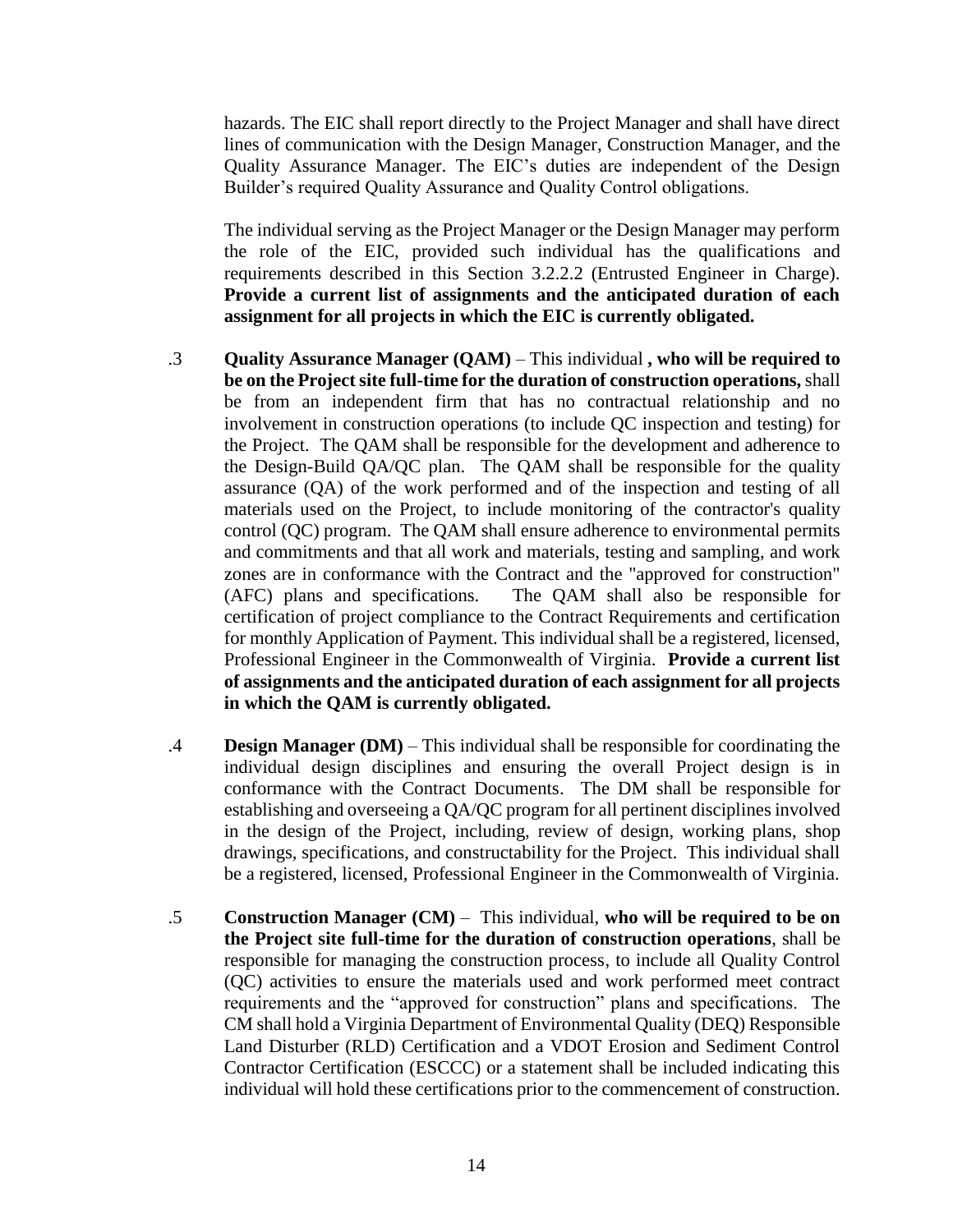hazards. The EIC shall report directly to the Project Manager and shall have direct lines of communication with the Design Manager, Construction Manager, and the Quality Assurance Manager. The EIC's duties are independent of the Design Builder's required Quality Assurance and Quality Control obligations.

The individual serving as the Project Manager or the Design Manager may perform the role of the EIC, provided such individual has the qualifications and requirements described in this Section 3.2.2.2 (Entrusted Engineer in Charge). **Provide a current list of assignments and the anticipated duration of each assignment for all projects in which the EIC is currently obligated.**

.3 **Quality Assurance Manager (QAM)** – This individual **, who will be required to be on the Project site full-time for the duration of construction operations,** shall be from an independent firm that has no contractual relationship and no involvement in construction operations (to include QC inspection and testing) for the Project. The QAM shall be responsible for the development and adherence to the Design-Build QA/QC plan. The QAM shall be responsible for the quality assurance (QA) of the work performed and of the inspection and testing of all materials used on the Project, to include monitoring of the contractor's quality control (QC) program. The QAM shall ensure adherence to environmental permits and commitments and that all work and materials, testing and sampling, and work zones are in conformance with the Contract and the "approved for construction" (AFC) plans and specifications. The QAM shall also be responsible for certification of project compliance to the Contract Requirements and certification for monthly Application of Payment. This individual shall be a registered, licensed, Professional Engineer in the Commonwealth of Virginia. **Provide a current list of assignments and the anticipated duration of each assignment for all projects in which the QAM is currently obligated.**

.4 **Design Manager (DM)** – This individual shall be responsible for coordinating the individual design disciplines and ensuring the overall Project design is in conformance with the Contract Documents. The DM shall be responsible for establishing and overseeing a QA/QC program for all pertinent disciplines involved in the design of the Project, including, review of design, working plans, shop drawings, specifications, and constructability for the Project. This individual shall be a registered, licensed, Professional Engineer in the Commonwealth of Virginia.

.5 **Construction Manager (CM)** – This individual, **who will be required to be on the Project site full-time for the duration of construction operations**, shall be responsible for managing the construction process, to include all Quality Control (QC) activities to ensure the materials used and work performed meet contract requirements and the "approved for construction" plans and specifications. The CM shall hold a Virginia Department of Environmental Quality (DEQ) Responsible Land Disturber (RLD) Certification and a VDOT Erosion and Sediment Control Contractor Certification (ESCCC) or a statement shall be included indicating this individual will hold these certifications prior to the commencement of construction.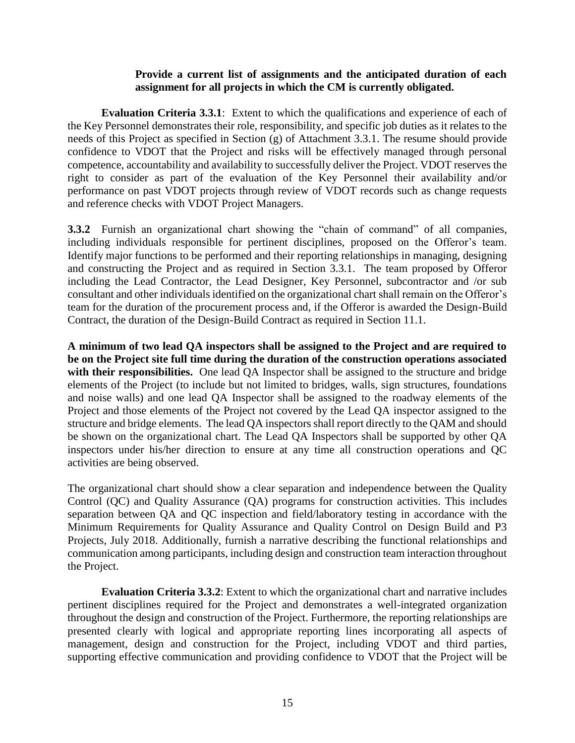**Provide a current list of assignments and the anticipated duration of each assignment for all projects in which the CM is currently obligated.**

**Evaluation Criteria 3.3.1**: Extent to which the qualifications and experience of each of the Key Personnel demonstrates their role, responsibility, and specific job duties as it relates to the needs of this Project as specified in Section (g) of Attachment 3.3.1. The resume should provide confidence to VDOT that the Project and risks will be effectively managed through personal competence, accountability and availability to successfully deliver the Project. VDOT reserves the right to consider as part of the evaluation of the Key Personnel their availability and/or performance on past VDOT projects through review of VDOT records such as change requests and reference checks with VDOT Project Managers.

**3.3.2** Furnish an organizational chart showing the "chain of command" of all companies, including individuals responsible for pertinent disciplines, proposed on the Offeror's team. Identify major functions to be performed and their reporting relationships in managing, designing and constructing the Project and as required in Section 3.3.1. The team proposed by Offeror including the Lead Contractor, the Lead Designer, Key Personnel, subcontractor and /or sub consultant and other individuals identified on the organizational chart shall remain on the Offeror's team for the duration of the procurement process and, if the Offeror is awarded the Design-Build Contract, the duration of the Design-Build Contract as required in Section 11.1.

**A minimum of two lead QA inspectors shall be assigned to the Project and are required to be on the Project site full time during the duration of the construction operations associated with their responsibilities.** One lead QA Inspector shall be assigned to the structure and bridge elements of the Project (to include but not limited to bridges, walls, sign structures, foundations and noise walls) and one lead QA Inspector shall be assigned to the roadway elements of the Project and those elements of the Project not covered by the Lead QA inspector assigned to the structure and bridge elements. The lead QA inspectors shall report directly to the QAM and should be shown on the organizational chart. The Lead QA Inspectors shall be supported by other QA inspectors under his/her direction to ensure at any time all construction operations and QC activities are being observed.

The organizational chart should show a clear separation and independence between the Quality Control (QC) and Quality Assurance (QA) programs for construction activities. This includes separation between QA and QC inspection and field/laboratory testing in accordance with the Minimum Requirements for Quality Assurance and Quality Control on Design Build and P3 Projects, July 2018. Additionally, furnish a narrative describing the functional relationships and communication among participants, including design and construction team interaction throughout the Project.

**Evaluation Criteria 3.3.2**: Extent to which the organizational chart and narrative includes pertinent disciplines required for the Project and demonstrates a well-integrated organization throughout the design and construction of the Project. Furthermore, the reporting relationships are presented clearly with logical and appropriate reporting lines incorporating all aspects of management, design and construction for the Project, including VDOT and third parties, supporting effective communication and providing confidence to VDOT that the Project will be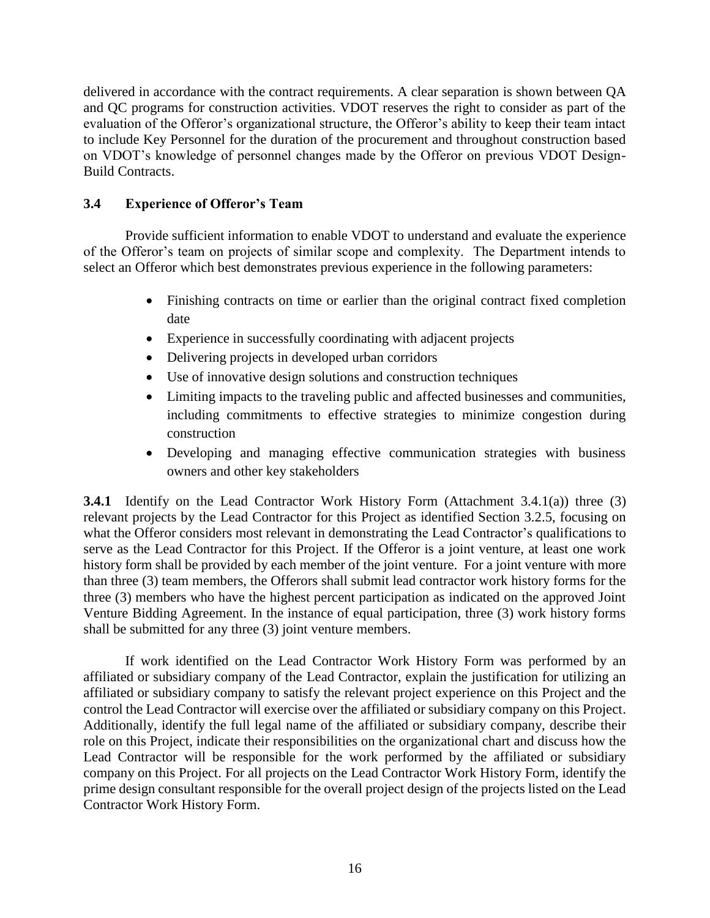delivered in accordance with the contract requirements. A clear separation is shown between QA and QC programs for construction activities. VDOT reserves the right to consider as part of the evaluation of the Offeror's organizational structure, the Offeror's ability to keep their team intact to include Key Personnel for the duration of the procurement and throughout construction based on VDOT's knowledge of personnel changes made by the Offeror on previous VDOT Design-Build Contracts.

### 3.4 Experience of Offeror's Team

Provide sufficient information to enable VDOT to understand and evaluate the experience of the Offeror's team on projects of similar scope and complexity. The Department intends to select an Offeror which best demonstrates previous experience in the following parameters:

- Finishing contracts on time or earlier than the original contract fixed completion date
- Experience in successfully coordinating with adjacent projects
- Delivering projects in developed urban corridors
- Use of innovative design solutions and construction techniques
- Limiting impacts to the traveling public and affected businesses and communities, including commitments to effective strategies to minimize congestion during construction
- Developing and managing effective communication strategies with business owners and other key stakeholders

**3.4.1** Identify on the Lead Contractor Work History Form (Attachment 3.4.1(a)) three (3) relevant projects by the Lead Contractor for this Project as identified Section 3.2.5, focusing on what the Offeror considers most relevant in demonstrating the Lead Contractor's qualifications to serve as the Lead Contractor for this Project. If the Offeror is a joint venture, at least one work history form shall be provided by each member of the joint venture. For a joint venture with more than three (3) team members, the Offerors shall submit lead contractor work history forms for the three (3) members who have the highest percent participation as indicated on the approved Joint Venture Bidding Agreement. In the instance of equal participation, three (3) work history forms shall be submitted for any three (3) joint venture members.

If work identified on the Lead Contractor Work History Form was performed by an affiliated or subsidiary company of the Lead Contractor, explain the justification for utilizing an affiliated or subsidiary company to satisfy the relevant project experience on this Project and the control the Lead Contractor will exercise over the affiliated or subsidiary company on this Project. Additionally, identify the full legal name of the affiliated or subsidiary company, describe their role on this Project, indicate their responsibilities on the organizational chart and discuss how the Lead Contractor will be responsible for the work performed by the affiliated or subsidiary company on this Project. For all projects on the Lead Contractor Work History Form, identify the prime design consultant responsible for the overall project design of the projects listed on the Lead Contractor Work History Form.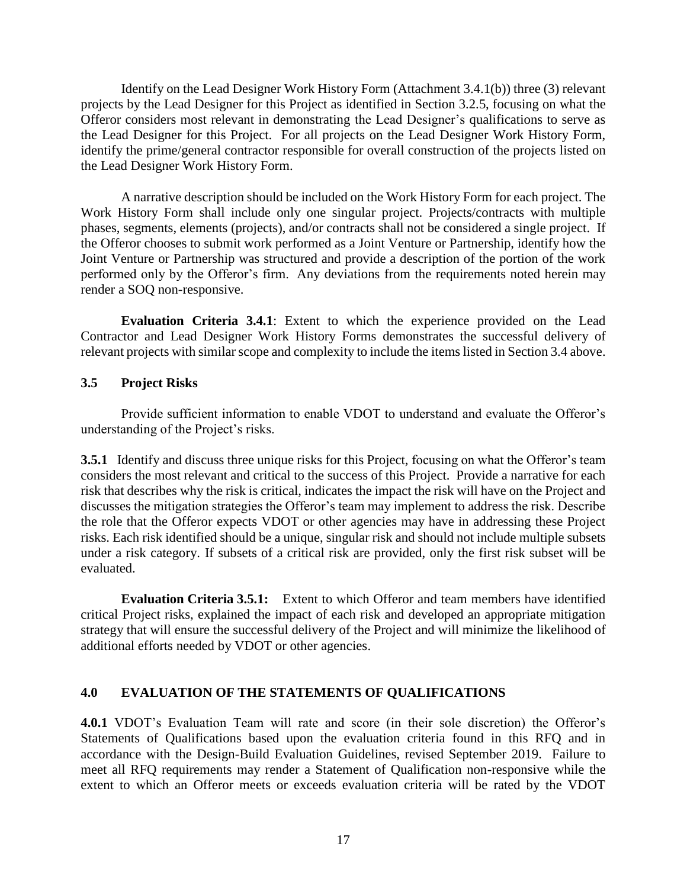Identify on the Lead Designer Work History Form (Attachment 3.4.1(b)) three (3) relevant projects by the Lead Designer for this Project as identified in Section 3.2.5, focusing on what the Offeror considers most relevant in demonstrating the Lead Designer's qualifications to serve as the Lead Designer for this Project. For all projects on the Lead Designer Work History Form, identify the prime/general contractor responsible for overall construction of the projects listed on the Lead Designer Work History Form.

A narrative description should be included on the Work History Form for each project. The Work History Form shall include only one singular project. Projects/contracts with multiple phases, segments, elements (projects), and/or contracts shall not be considered a single project. If the Offeror chooses to submit work performed as a Joint Venture or Partnership, identify how the Joint Venture or Partnership was structured and provide a description of the portion of the work performed only by the Offeror's firm. Any deviations from the requirements noted herein may render a SOQ non-responsive.

**Evaluation Criteria 3.4.1**: Extent to which the experience provided on the Lead Contractor and Lead Designer Work History Forms demonstrates the successful delivery of relevant projects with similar scope and complexity to include the items listed in Section 3.4 above.

### 3.5 Project Risks

Provide sufficient information to enable VDOT to understand and evaluate the Offeror's understanding of the Project's risks.

**3.5.1** Identify and discuss three unique risks for this Project, focusing on what the Offeror's team considers the most relevant and critical to the success of this Project. Provide a narrative for each risk that describes why the risk is critical, indicates the impact the risk will have on the Project and discusses the mitigation strategies the Offeror's team may implement to address the risk. Describe the role that the Offeror expects VDOT or other agencies may have in addressing these Project risks. Each risk identified should be a unique, singular risk and should not include multiple subsets under a risk category. If subsets of a critical risk are provided, only the first risk subset will be evaluated.

**Evaluation Criteria 3.5.1:** Extent to which Offeror and team members have identified critical Project risks, explained the impact of each risk and developed an appropriate mitigation strategy that will ensure the successful delivery of the Project and will minimize the likelihood of additional efforts needed by VDOT or other agencies.

## 4.0 EVALUATION OF THE STATEMENTS OF QUALIFICATIONS

**4.0.1** VDOT's Evaluation Team will rate and score (in their sole discretion) the Offeror's Statements of Qualifications based upon the evaluation criteria found in this RFQ and in accordance with the Design-Build Evaluation Guidelines, revised September 2019. Failure to meet all RFQ requirements may render a Statement of Qualification non-responsive while the extent to which an Offeror meets or exceeds evaluation criteria will be rated by the VDOT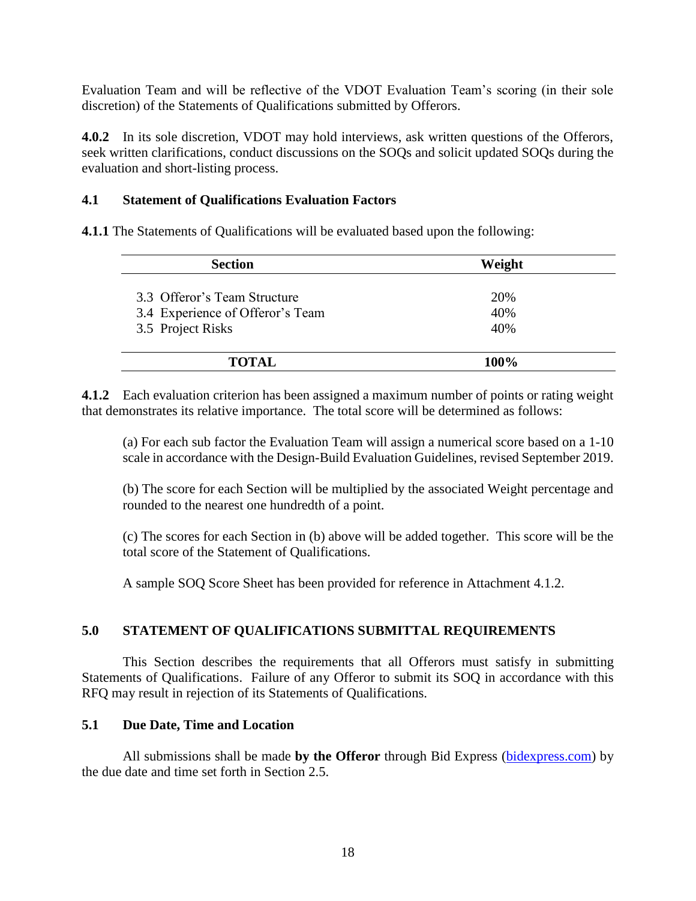Evaluation Team and will be reflective of the VDOT Evaluation Team's scoring (in their sole discretion) of the Statements of Qualifications submitted by Offerors.

**4.0.2** In its sole discretion, VDOT may hold interviews, ask written questions of the Offerors, seek written clarifications, conduct discussions on the SOQs and solicit updated SOQs during the evaluation and short-listing process.

### 4.1 Statement of Qualifications Evaluation Factors

**4.1.1** The Statements of Qualifications will be evaluated based upon the following:

| Section | Weight |
| --- | --- |
| 3.3 Offeror's Team Structure | 20% |
| 3.4 Experience of Offeror's Team | 40% |
| 3.5 Project Risks | 40% |
| **TOTAL** | **100%** |

**4.1.2** Each evaluation criterion has been assigned a maximum number of points or rating weight that demonstrates its relative importance. The total score will be determined as follows:

(a) For each sub factor the Evaluation Team will assign a numerical score based on a 1-10 scale in accordance with the Design-Build Evaluation Guidelines, revised September 2019.

(b) The score for each Section will be multiplied by the associated Weight percentage and rounded to the nearest one hundredth of a point.

(c) The scores for each Section in (b) above will be added together. This score will be the total score of the Statement of Qualifications.

A sample SOQ Score Sheet has been provided for reference in Attachment 4.1.2.

## 5.0 STATEMENT OF QUALIFICATIONS SUBMITTAL REQUIREMENTS

This Section describes the requirements that all Offerors must satisfy in submitting Statements of Qualifications. Failure of any Offeror to submit its SOQ in accordance with this RFQ may result in rejection of its Statements of Qualifications.

### 5.1 Due Date, Time and Location

All submissions shall be made **by the Offeror** through Bid Express ([bidexpress.com](bidexpress.com)) by the due date and time set forth in Section 2.5.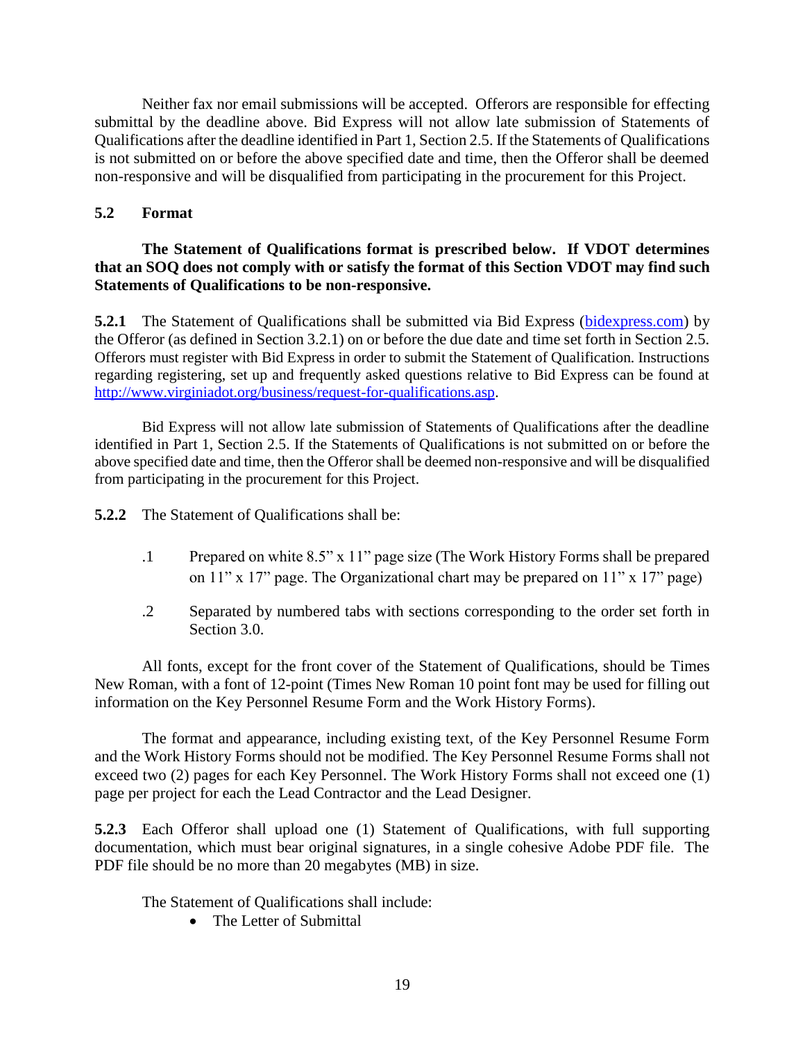Neither fax nor email submissions will be accepted. Offerors are responsible for effecting submittal by the deadline above. Bid Express will not allow late submission of Statements of Qualifications after the deadline identified in Part 1, Section 2.5. If the Statements of Qualifications is not submitted on or before the above specified date and time, then the Offeror shall be deemed non-responsive and will be disqualified from participating in the procurement for this Project.

### 5.2 Format

**The Statement of Qualifications format is prescribed below. If VDOT determines that an SOQ does not comply with or satisfy the format of this Section VDOT may find such Statements of Qualifications to be non-responsive.**

**5.2.1** The Statement of Qualifications shall be submitted via Bid Express ([bidexpress.com](bidexpress.com)) by the Offeror (as defined in Section 3.2.1) on or before the due date and time set forth in Section 2.5. Offerors must register with Bid Express in order to submit the Statement of Qualification. Instructions regarding registering, set up and frequently asked questions relative to Bid Express can be found at [http://www.virginiadot.org/business/request-for-qualifications.asp](http://www.virginiadot.org/business/request-for-qualifications.asp).

Bid Express will not allow late submission of Statements of Qualifications after the deadline identified in Part 1, Section 2.5. If the Statements of Qualifications is not submitted on or before the above specified date and time, then the Offeror shall be deemed non-responsive and will be disqualified from participating in the procurement for this Project.

**5.2.2** The Statement of Qualifications shall be:

.1 Prepared on white 8.5" x 11" page size (The Work History Forms shall be prepared on 11" x 17" page. The Organizational chart may be prepared on 11" x 17" page)

.2 Separated by numbered tabs with sections corresponding to the order set forth in Section 3.0.

All fonts, except for the front cover of the Statement of Qualifications, should be Times New Roman, with a font of 12-point (Times New Roman 10 point font may be used for filling out information on the Key Personnel Resume Form and the Work History Forms).

The format and appearance, including existing text, of the Key Personnel Resume Form and the Work History Forms should not be modified. The Key Personnel Resume Forms shall not exceed two (2) pages for each Key Personnel. The Work History Forms shall not exceed one (1) page per project for each the Lead Contractor and the Lead Designer.

**5.2.3** Each Offeror shall upload one (1) Statement of Qualifications, with full supporting documentation, which must bear original signatures, in a single cohesive Adobe PDF file. The PDF file should be no more than 20 megabytes (MB) in size.

The Statement of Qualifications shall include:

- The Letter of Submittal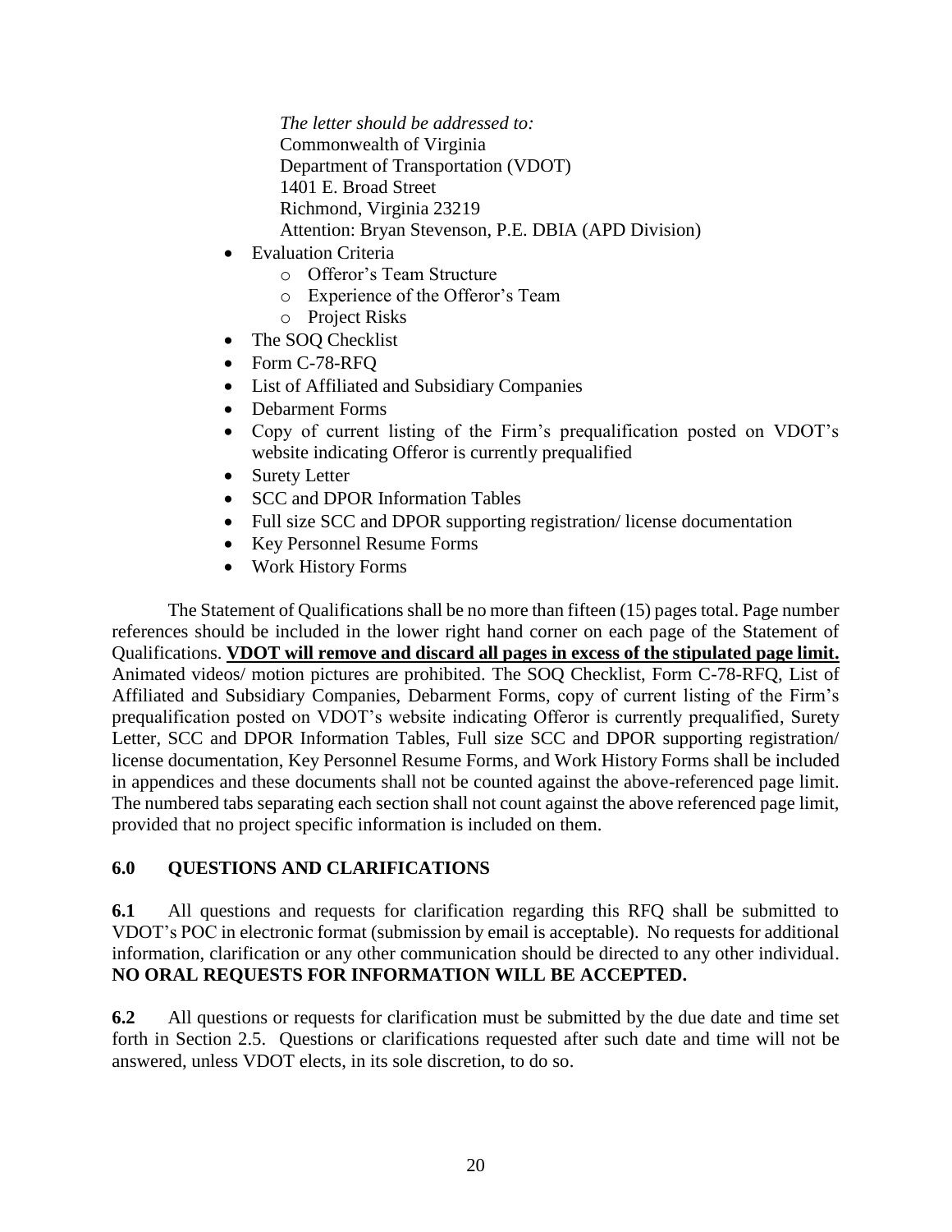*The letter should be addressed to:*  
Commonwealth of Virginia  
Department of Transportation (VDOT)  
1401 E. Broad Street  
Richmond, Virginia 23219  
Attention: Bryan Stevenson, P.E. DBIA (APD Division)

- Evaluation Criteria
  - Offeror's Team Structure
  - Experience of the Offeror's Team
  - Project Risks
- The SOQ Checklist
- Form C-78-RFQ
- List of Affiliated and Subsidiary Companies
- Debarment Forms
- Copy of current listing of the Firm's prequalification posted on VDOT's website indicating Offeror is currently prequalified
- Surety Letter
- SCC and DPOR Information Tables
- Full size SCC and DPOR supporting registration/ license documentation
- Key Personnel Resume Forms
- Work History Forms

The Statement of Qualifications shall be no more than fifteen (15) pages total. Page number references should be included in the lower right hand corner on each page of the Statement of Qualifications. **VDOT will remove and discard all pages in excess of the stipulated page limit.** Animated videos/ motion pictures are prohibited. The SOQ Checklist, Form C-78-RFQ, List of Affiliated and Subsidiary Companies, Debarment Forms, copy of current listing of the Firm's prequalification posted on VDOT's website indicating Offeror is currently prequalified, Surety Letter, SCC and DPOR Information Tables, Full size SCC and DPOR supporting registration/ license documentation, Key Personnel Resume Forms, and Work History Forms shall be included in appendices and these documents shall not be counted against the above-referenced page limit. The numbered tabs separating each section shall not count against the above referenced page limit, provided that no project specific information is included on them.

## 6.0 QUESTIONS AND CLARIFICATIONS

**6.1** All questions and requests for clarification regarding this RFQ shall be submitted to VDOT's POC in electronic format (submission by email is acceptable). No requests for additional information, clarification or any other communication should be directed to any other individual. **NO ORAL REQUESTS FOR INFORMATION WILL BE ACCEPTED.**

**6.2** All questions or requests for clarification must be submitted by the due date and time set forth in Section 2.5. Questions or clarifications requested after such date and time will not be answered, unless VDOT elects, in its sole discretion, to do so.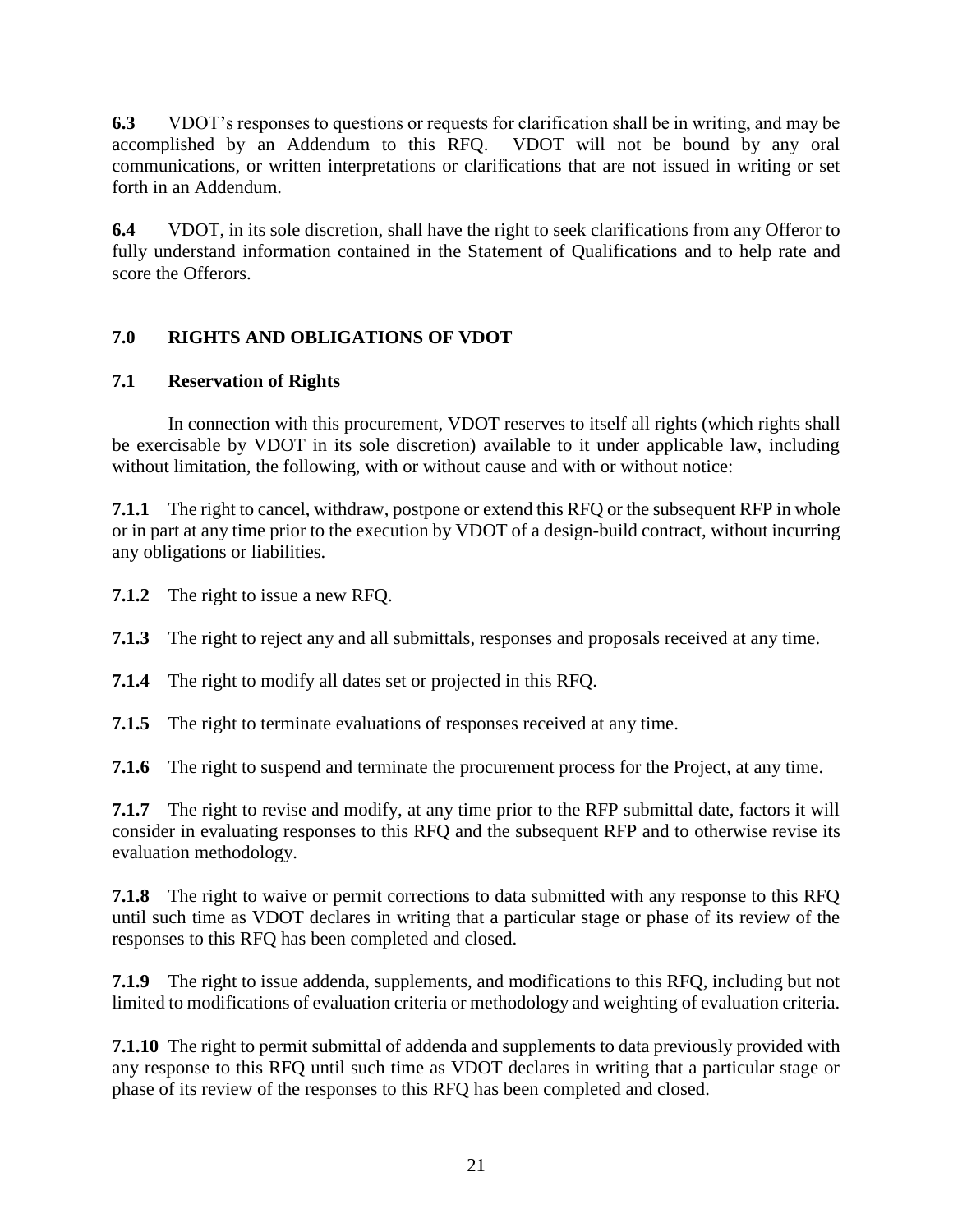**6.3** VDOT's responses to questions or requests for clarification shall be in writing, and may be accomplished by an Addendum to this RFQ. VDOT will not be bound by any oral communications, or written interpretations or clarifications that are not issued in writing or set forth in an Addendum.

**6.4** VDOT, in its sole discretion, shall have the right to seek clarifications from any Offeror to fully understand information contained in the Statement of Qualifications and to help rate and score the Offerors.

## 7.0 RIGHTS AND OBLIGATIONS OF VDOT

### 7.1 Reservation of Rights

In connection with this procurement, VDOT reserves to itself all rights (which rights shall be exercisable by VDOT in its sole discretion) available to it under applicable law, including without limitation, the following, with or without cause and with or without notice:

**7.1.1** The right to cancel, withdraw, postpone or extend this RFQ or the subsequent RFP in whole or in part at any time prior to the execution by VDOT of a design-build contract, without incurring any obligations or liabilities.

**7.1.2** The right to issue a new RFQ.

**7.1.3** The right to reject any and all submittals, responses and proposals received at any time.

**7.1.4** The right to modify all dates set or projected in this RFQ.

**7.1.5** The right to terminate evaluations of responses received at any time.

**7.1.6** The right to suspend and terminate the procurement process for the Project, at any time.

**7.1.7** The right to revise and modify, at any time prior to the RFP submittal date, factors it will consider in evaluating responses to this RFQ and the subsequent RFP and to otherwise revise its evaluation methodology.

**7.1.8** The right to waive or permit corrections to data submitted with any response to this RFQ until such time as VDOT declares in writing that a particular stage or phase of its review of the responses to this RFQ has been completed and closed.

**7.1.9** The right to issue addenda, supplements, and modifications to this RFQ, including but not limited to modifications of evaluation criteria or methodology and weighting of evaluation criteria.

**7.1.10** The right to permit submittal of addenda and supplements to data previously provided with any response to this RFQ until such time as VDOT declares in writing that a particular stage or phase of its review of the responses to this RFQ has been completed and closed.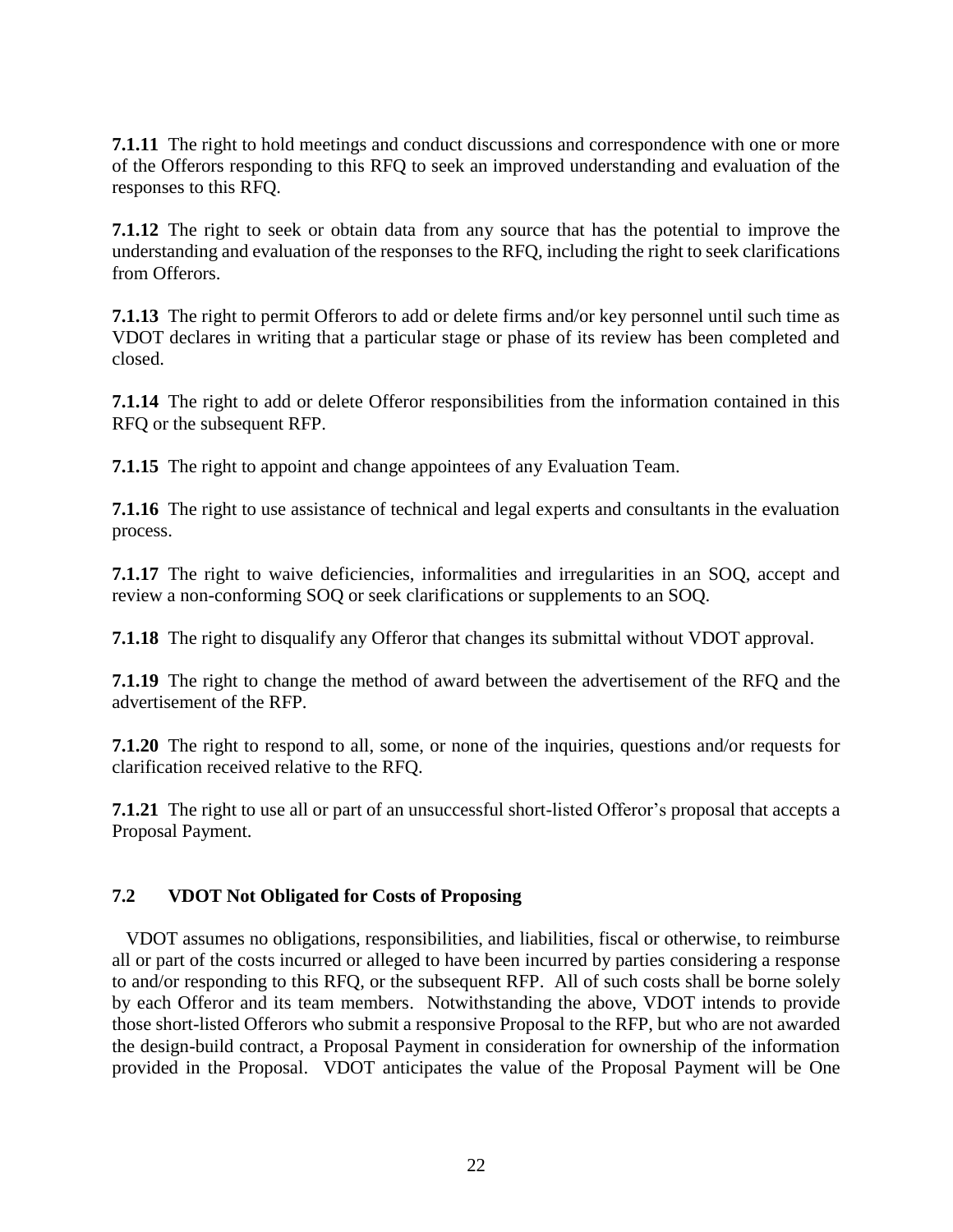**7.1.11** The right to hold meetings and conduct discussions and correspondence with one or more of the Offerors responding to this RFQ to seek an improved understanding and evaluation of the responses to this RFQ.

**7.1.12** The right to seek or obtain data from any source that has the potential to improve the understanding and evaluation of the responses to the RFQ, including the right to seek clarifications from Offerors.

**7.1.13** The right to permit Offerors to add or delete firms and/or key personnel until such time as VDOT declares in writing that a particular stage or phase of its review has been completed and closed.

**7.1.14** The right to add or delete Offeror responsibilities from the information contained in this RFQ or the subsequent RFP.

**7.1.15** The right to appoint and change appointees of any Evaluation Team.

**7.1.16** The right to use assistance of technical and legal experts and consultants in the evaluation process.

**7.1.17** The right to waive deficiencies, informalities and irregularities in an SOQ, accept and review a non-conforming SOQ or seek clarifications or supplements to an SOQ.

**7.1.18** The right to disqualify any Offeror that changes its submittal without VDOT approval.

**7.1.19** The right to change the method of award between the advertisement of the RFQ and the advertisement of the RFP.

**7.1.20** The right to respond to all, some, or none of the inquiries, questions and/or requests for clarification received relative to the RFQ.

**7.1.21** The right to use all or part of an unsuccessful short-listed Offeror's proposal that accepts a Proposal Payment.

### 7.2 VDOT Not Obligated for Costs of Proposing

VDOT assumes no obligations, responsibilities, and liabilities, fiscal or otherwise, to reimburse all or part of the costs incurred or alleged to have been incurred by parties considering a response to and/or responding to this RFQ, or the subsequent RFP. All of such costs shall be borne solely by each Offeror and its team members. Notwithstanding the above, VDOT intends to provide those short-listed Offerors who submit a responsive Proposal to the RFP, but who are not awarded the design-build contract, a Proposal Payment in consideration for ownership of the information provided in the Proposal. VDOT anticipates the value of the Proposal Payment will be One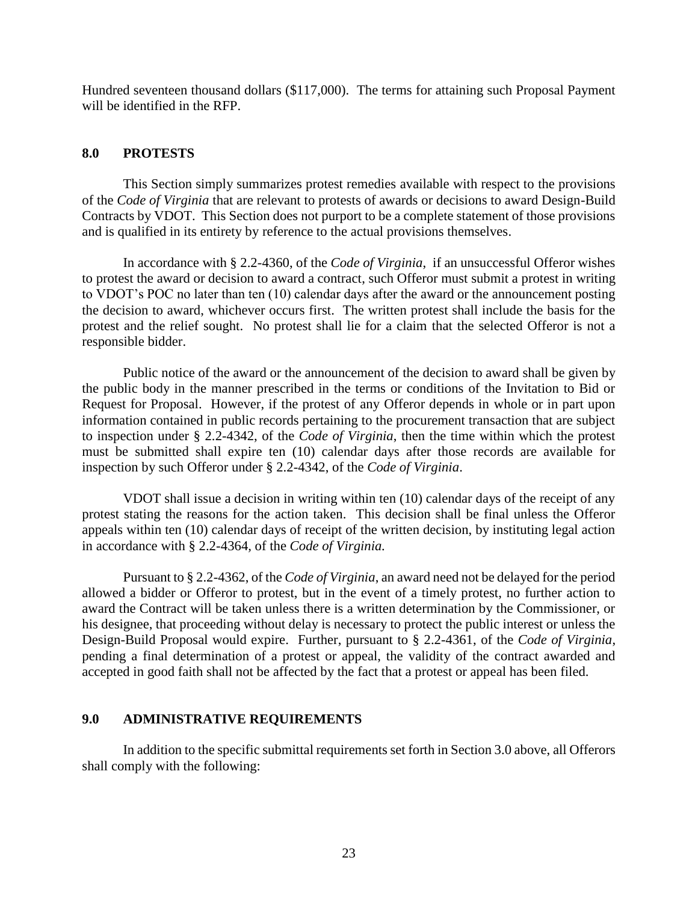Hundred seventeen thousand dollars ($117,000). The terms for attaining such Proposal Payment will be identified in the RFP.

## 8.0 PROTESTS

This Section simply summarizes protest remedies available with respect to the provisions of the *Code of Virginia* that are relevant to protests of awards or decisions to award Design-Build Contracts by VDOT. This Section does not purport to be a complete statement of those provisions and is qualified in its entirety by reference to the actual provisions themselves.

In accordance with § 2.2-4360, of the *Code of Virginia*, if an unsuccessful Offeror wishes to protest the award or decision to award a contract, such Offeror must submit a protest in writing to VDOT's POC no later than ten (10) calendar days after the award or the announcement posting the decision to award, whichever occurs first. The written protest shall include the basis for the protest and the relief sought. No protest shall lie for a claim that the selected Offeror is not a responsible bidder.

Public notice of the award or the announcement of the decision to award shall be given by the public body in the manner prescribed in the terms or conditions of the Invitation to Bid or Request for Proposal. However, if the protest of any Offeror depends in whole or in part upon information contained in public records pertaining to the procurement transaction that are subject to inspection under § 2.2-4342, of the *Code of Virginia*, then the time within which the protest must be submitted shall expire ten (10) calendar days after those records are available for inspection by such Offeror under § 2.2-4342, of the *Code of Virginia*.

VDOT shall issue a decision in writing within ten (10) calendar days of the receipt of any protest stating the reasons for the action taken. This decision shall be final unless the Offeror appeals within ten (10) calendar days of receipt of the written decision, by instituting legal action in accordance with § 2.2-4364, of the *Code of Virginia.*

Pursuant to § 2.2-4362, of the *Code of Virginia*, an award need not be delayed for the period allowed a bidder or Offeror to protest, but in the event of a timely protest, no further action to award the Contract will be taken unless there is a written determination by the Commissioner, or his designee, that proceeding without delay is necessary to protect the public interest or unless the Design-Build Proposal would expire. Further, pursuant to § 2.2-4361, of the *Code of Virginia*, pending a final determination of a protest or appeal, the validity of the contract awarded and accepted in good faith shall not be affected by the fact that a protest or appeal has been filed.

## 9.0 ADMINISTRATIVE REQUIREMENTS

In addition to the specific submittal requirements set forth in Section 3.0 above, all Offerors shall comply with the following: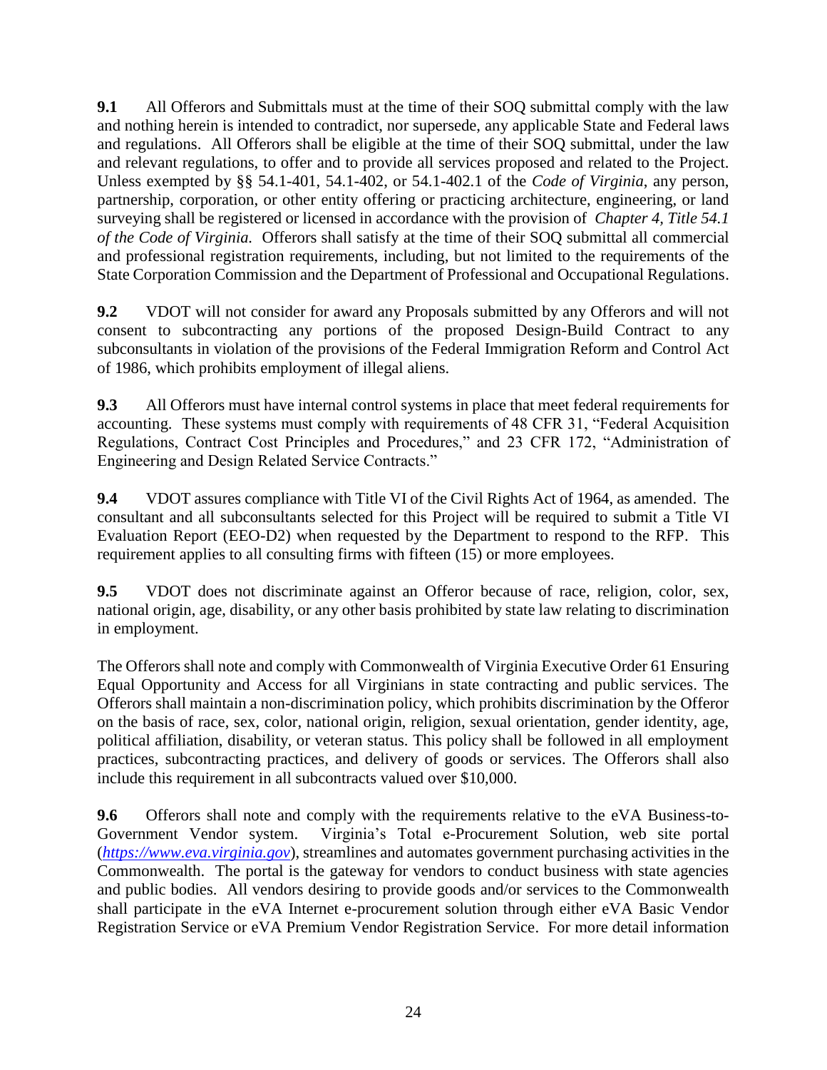**9.1** All Offerors and Submittals must at the time of their SOQ submittal comply with the law and nothing herein is intended to contradict, nor supersede, any applicable State and Federal laws and regulations. All Offerors shall be eligible at the time of their SOQ submittal, under the law and relevant regulations, to offer and to provide all services proposed and related to the Project. Unless exempted by §§ 54.1-401, 54.1-402, or 54.1-402.1 of the *Code of Virginia*, any person, partnership, corporation, or other entity offering or practicing architecture, engineering, or land surveying shall be registered or licensed in accordance with the provision of *Chapter 4, Title 54.1 of the Code of Virginia.* Offerors shall satisfy at the time of their SOQ submittal all commercial and professional registration requirements, including, but not limited to the requirements of the State Corporation Commission and the Department of Professional and Occupational Regulations.

**9.2** VDOT will not consider for award any Proposals submitted by any Offerors and will not consent to subcontracting any portions of the proposed Design-Build Contract to any subconsultants in violation of the provisions of the Federal Immigration Reform and Control Act of 1986, which prohibits employment of illegal aliens.

**9.3** All Offerors must have internal control systems in place that meet federal requirements for accounting. These systems must comply with requirements of 48 CFR 31, "Federal Acquisition Regulations, Contract Cost Principles and Procedures," and 23 CFR 172, "Administration of Engineering and Design Related Service Contracts."

**9.4** VDOT assures compliance with Title VI of the Civil Rights Act of 1964, as amended. The consultant and all subconsultants selected for this Project will be required to submit a Title VI Evaluation Report (EEO-D2) when requested by the Department to respond to the RFP. This requirement applies to all consulting firms with fifteen (15) or more employees.

**9.5** VDOT does not discriminate against an Offeror because of race, religion, color, sex, national origin, age, disability, or any other basis prohibited by state law relating to discrimination in employment.

The Offerors shall note and comply with Commonwealth of Virginia Executive Order 61 Ensuring Equal Opportunity and Access for all Virginians in state contracting and public services. The Offerors shall maintain a non-discrimination policy, which prohibits discrimination by the Offeror on the basis of race, sex, color, national origin, religion, sexual orientation, gender identity, age, political affiliation, disability, or veteran status. This policy shall be followed in all employment practices, subcontracting practices, and delivery of goods or services. The Offerors shall also include this requirement in all subcontracts valued over $10,000.

**9.6** Offerors shall note and comply with the requirements relative to the eVA Business-to-Government Vendor system. Virginia's Total e-Procurement Solution, web site portal (*https://www.eva.virginia.gov*), streamlines and automates government purchasing activities in the Commonwealth. The portal is the gateway for vendors to conduct business with state agencies and public bodies. All vendors desiring to provide goods and/or services to the Commonwealth shall participate in the eVA Internet e-procurement solution through either eVA Basic Vendor Registration Service or eVA Premium Vendor Registration Service. For more detail information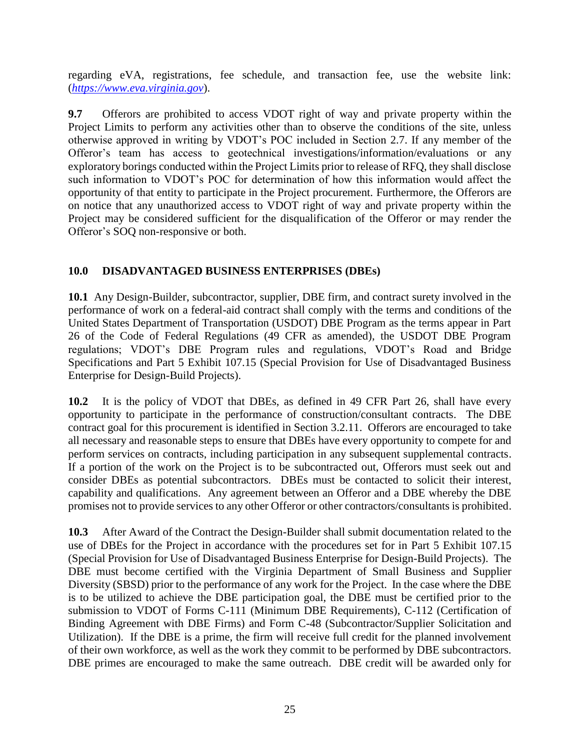regarding eVA, registrations, fee schedule, and transaction fee, use the website link: (*https://www.eva.virginia.gov*).

**9.7** Offerors are prohibited to access VDOT right of way and private property within the Project Limits to perform any activities other than to observe the conditions of the site, unless otherwise approved in writing by VDOT's POC included in Section 2.7. If any member of the Offeror's team has access to geotechnical investigations/information/evaluations or any exploratory borings conducted within the Project Limits prior to release of RFQ, they shall disclose such information to VDOT's POC for determination of how this information would affect the opportunity of that entity to participate in the Project procurement. Furthermore, the Offerors are on notice that any unauthorized access to VDOT right of way and private property within the Project may be considered sufficient for the disqualification of the Offeror or may render the Offeror's SOQ non-responsive or both.

## 10.0 DISADVANTAGED BUSINESS ENTERPRISES (DBEs)

**10.1** Any Design-Builder, subcontractor, supplier, DBE firm, and contract surety involved in the performance of work on a federal-aid contract shall comply with the terms and conditions of the United States Department of Transportation (USDOT) DBE Program as the terms appear in Part 26 of the Code of Federal Regulations (49 CFR as amended), the USDOT DBE Program regulations; VDOT's DBE Program rules and regulations, VDOT's Road and Bridge Specifications and Part 5 Exhibit 107.15 (Special Provision for Use of Disadvantaged Business Enterprise for Design-Build Projects).

**10.2** It is the policy of VDOT that DBEs, as defined in 49 CFR Part 26, shall have every opportunity to participate in the performance of construction/consultant contracts. The DBE contract goal for this procurement is identified in Section 3.2.11. Offerors are encouraged to take all necessary and reasonable steps to ensure that DBEs have every opportunity to compete for and perform services on contracts, including participation in any subsequent supplemental contracts. If a portion of the work on the Project is to be subcontracted out, Offerors must seek out and consider DBEs as potential subcontractors. DBEs must be contacted to solicit their interest, capability and qualifications. Any agreement between an Offeror and a DBE whereby the DBE promises not to provide services to any other Offeror or other contractors/consultants is prohibited.

**10.3** After Award of the Contract the Design-Builder shall submit documentation related to the use of DBEs for the Project in accordance with the procedures set for in Part 5 Exhibit 107.15 (Special Provision for Use of Disadvantaged Business Enterprise for Design-Build Projects). The DBE must become certified with the Virginia Department of Small Business and Supplier Diversity (SBSD) prior to the performance of any work for the Project. In the case where the DBE is to be utilized to achieve the DBE participation goal, the DBE must be certified prior to the submission to VDOT of Forms C-111 (Minimum DBE Requirements), C-112 (Certification of Binding Agreement with DBE Firms) and Form C-48 (Subcontractor/Supplier Solicitation and Utilization). If the DBE is a prime, the firm will receive full credit for the planned involvement of their own workforce, as well as the work they commit to be performed by DBE subcontractors. DBE primes are encouraged to make the same outreach. DBE credit will be awarded only for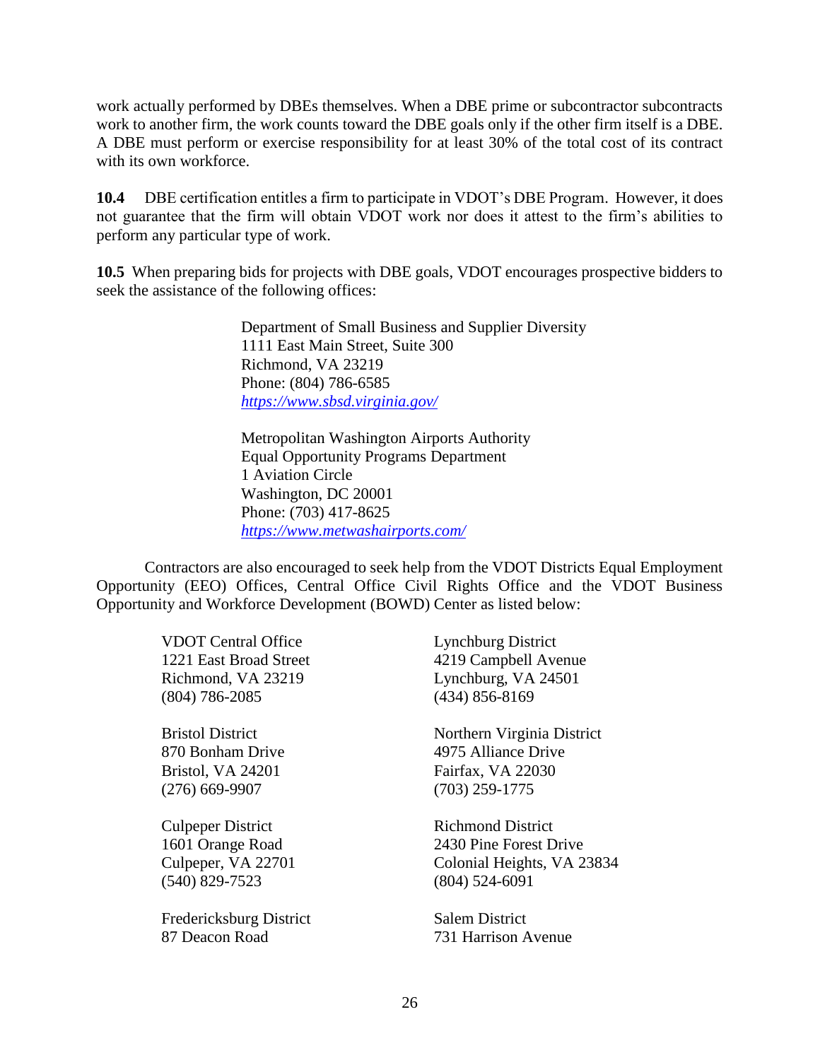work actually performed by DBEs themselves. When a DBE prime or subcontractor subcontracts work to another firm, the work counts toward the DBE goals only if the other firm itself is a DBE. A DBE must perform or exercise responsibility for at least 30% of the total cost of its contract with its own workforce.

**10.4** DBE certification entitles a firm to participate in VDOT's DBE Program. However, it does not guarantee that the firm will obtain VDOT work nor does it attest to the firm's abilities to perform any particular type of work.

**10.5** When preparing bids for projects with DBE goals, VDOT encourages prospective bidders to seek the assistance of the following offices:

Department of Small Business and Supplier Diversity
1111 East Main Street, Suite 300
Richmond, VA 23219
Phone: (804) 786-6585
*https://www.sbsd.virginia.gov/*

Metropolitan Washington Airports Authority
Equal Opportunity Programs Department
1 Aviation Circle
Washington, DC 20001
Phone: (703) 417-8625
*https://www.metwashairports.com/*

Contractors are also encouraged to seek help from the VDOT Districts Equal Employment Opportunity (EEO) Offices, Central Office Civil Rights Office and the VDOT Business Opportunity and Workforce Development (BOWD) Center as listed below:

VDOT Central Office
1221 East Broad Street
Richmond, VA 23219
(804) 786-2085

Bristol District
870 Bonham Drive
Bristol, VA 24201
(276) 669-9907

Culpeper District
1601 Orange Road
Culpeper, VA 22701
(540) 829-7523

Fredericksburg District
87 Deacon Road

Lynchburg District
4219 Campbell Avenue
Lynchburg, VA 24501
(434) 856-8169

Northern Virginia District
4975 Alliance Drive
Fairfax, VA 22030
(703) 259-1775

Richmond District
2430 Pine Forest Drive
Colonial Heights, VA 23834
(804) 524-6091

Salem District
731 Harrison Avenue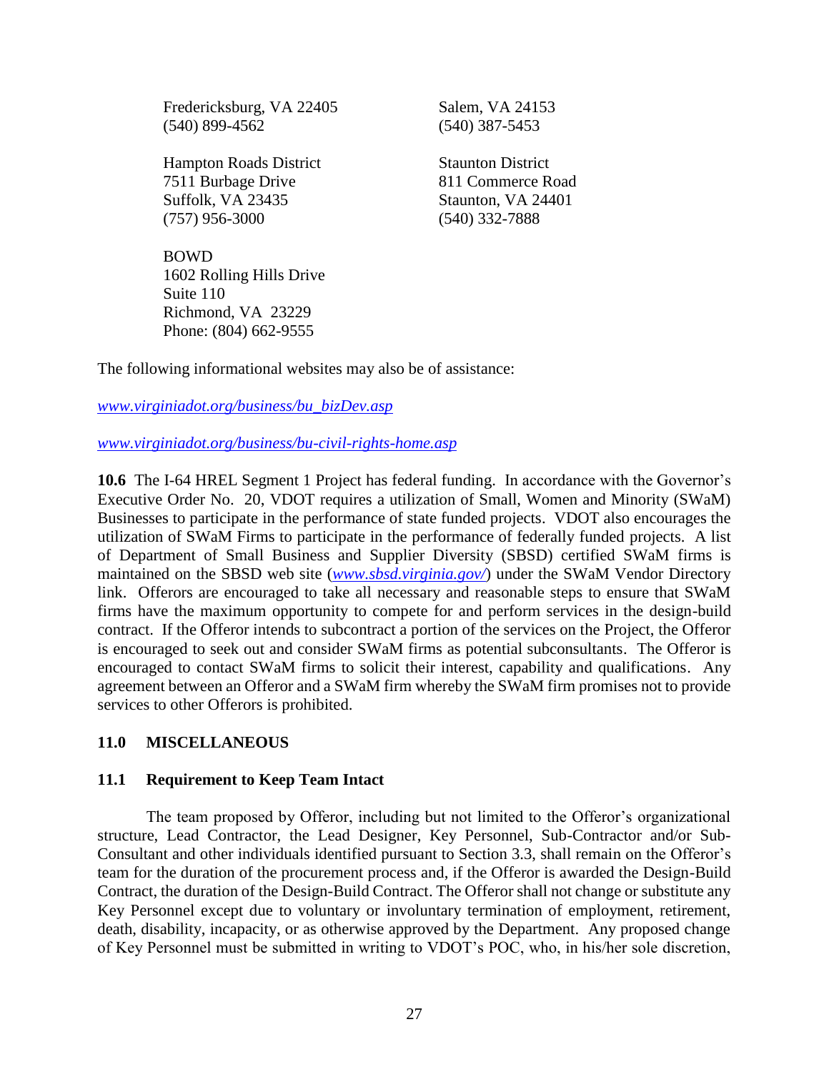Fredericksburg, VA 22405
(540) 899-4562

Salem, VA 24153
(540) 387-5453

Hampton Roads District
7511 Burbage Drive
Suffolk, VA 23435
(757) 956-3000

Staunton District
811 Commerce Road
Staunton, VA 24401
(540) 332-7888

BOWD
1602 Rolling Hills Drive
Suite 110
Richmond, VA 23229
Phone: (804) 662-9555

The following informational websites may also be of assistance:

*www.virginiadot.org/business/bu_bizDev.asp*

*www.virginiadot.org/business/bu-civil-rights-home.asp*

**10.6** The I-64 HREL Segment 1 Project has federal funding. In accordance with the Governor's Executive Order No. 20, VDOT requires a utilization of Small, Women and Minority (SWaM) Businesses to participate in the performance of state funded projects. VDOT also encourages the utilization of SWaM Firms to participate in the performance of federally funded projects. A list of Department of Small Business and Supplier Diversity (SBSD) certified SWaM firms is maintained on the SBSD web site (*www.sbsd.virginia.gov/*) under the SWaM Vendor Directory link. Offerors are encouraged to take all necessary and reasonable steps to ensure that SWaM firms have the maximum opportunity to compete for and perform services in the design-build contract. If the Offeror intends to subcontract a portion of the services on the Project, the Offeror is encouraged to seek out and consider SWaM firms as potential subconsultants. The Offeror is encouraged to contact SWaM firms to solicit their interest, capability and qualifications. Any agreement between an Offeror and a SWaM firm whereby the SWaM firm promises not to provide services to other Offerors is prohibited.

## 11.0 MISCELLANEOUS

### 11.1 Requirement to Keep Team Intact

The team proposed by Offeror, including but not limited to the Offeror's organizational structure, Lead Contractor, the Lead Designer, Key Personnel, Sub-Contractor and/or Sub-Consultant and other individuals identified pursuant to Section 3.3, shall remain on the Offeror's team for the duration of the procurement process and, if the Offeror is awarded the Design-Build Contract, the duration of the Design-Build Contract. The Offeror shall not change or substitute any Key Personnel except due to voluntary or involuntary termination of employment, retirement, death, disability, incapacity, or as otherwise approved by the Department. Any proposed change of Key Personnel must be submitted in writing to VDOT's POC, who, in his/her sole discretion,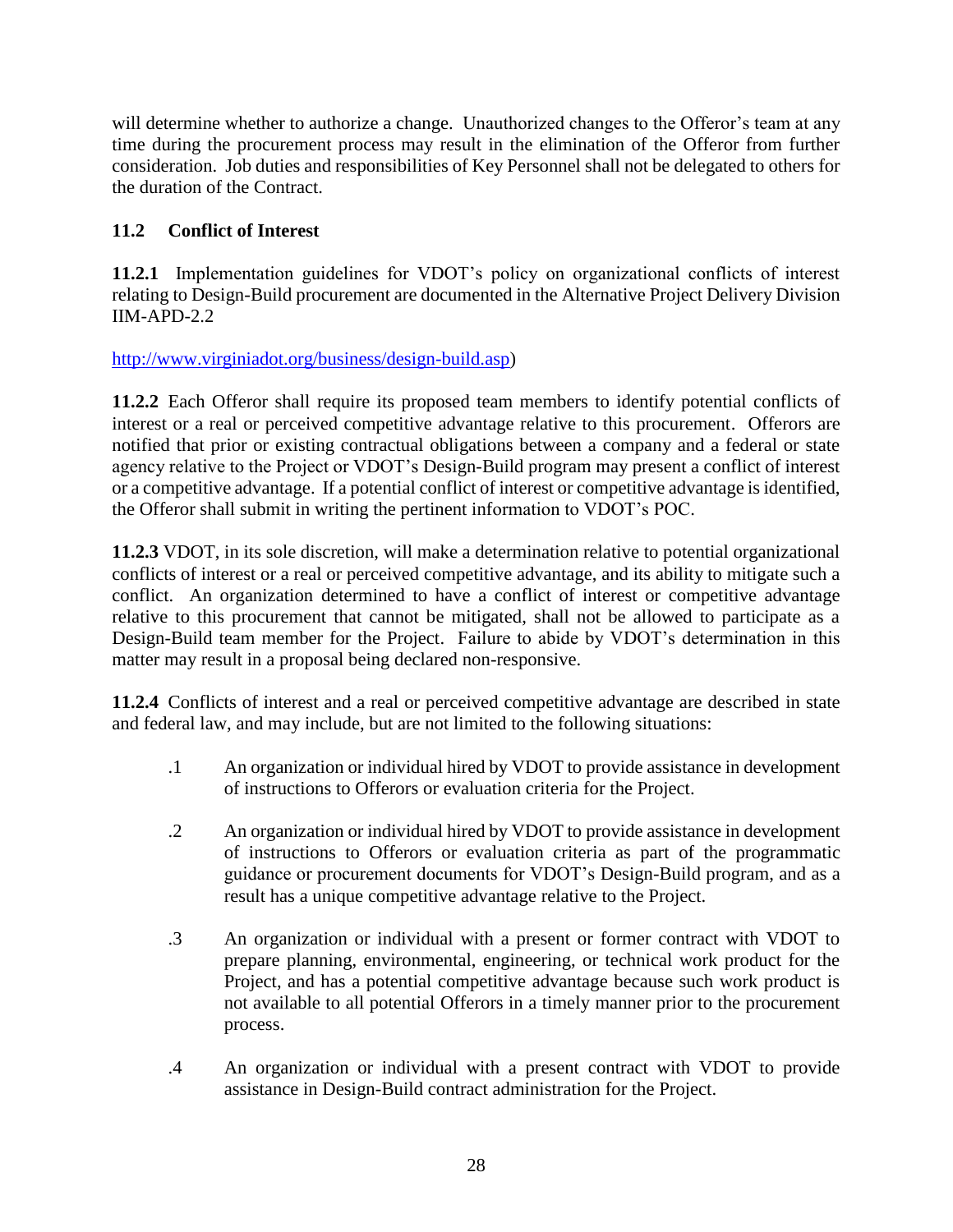will determine whether to authorize a change. Unauthorized changes to the Offeror's team at any time during the procurement process may result in the elimination of the Offeror from further consideration. Job duties and responsibilities of Key Personnel shall not be delegated to others for the duration of the Contract.

### 11.2 Conflict of Interest

**11.2.1** Implementation guidelines for VDOT's policy on organizational conflicts of interest relating to Design-Build procurement are documented in the Alternative Project Delivery Division IIM-APD-2.2

http://www.virginiadot.org/business/design-build.asp)

**11.2.2** Each Offeror shall require its proposed team members to identify potential conflicts of interest or a real or perceived competitive advantage relative to this procurement. Offerors are notified that prior or existing contractual obligations between a company and a federal or state agency relative to the Project or VDOT's Design-Build program may present a conflict of interest or a competitive advantage. If a potential conflict of interest or competitive advantage is identified, the Offeror shall submit in writing the pertinent information to VDOT's POC.

**11.2.3** VDOT, in its sole discretion, will make a determination relative to potential organizational conflicts of interest or a real or perceived competitive advantage, and its ability to mitigate such a conflict. An organization determined to have a conflict of interest or competitive advantage relative to this procurement that cannot be mitigated, shall not be allowed to participate as a Design-Build team member for the Project. Failure to abide by VDOT's determination in this matter may result in a proposal being declared non-responsive.

**11.2.4** Conflicts of interest and a real or perceived competitive advantage are described in state and federal law, and may include, but are not limited to the following situations:

.1 An organization or individual hired by VDOT to provide assistance in development of instructions to Offerors or evaluation criteria for the Project.

.2 An organization or individual hired by VDOT to provide assistance in development of instructions to Offerors or evaluation criteria as part of the programmatic guidance or procurement documents for VDOT's Design-Build program, and as a result has a unique competitive advantage relative to the Project.

.3 An organization or individual with a present or former contract with VDOT to prepare planning, environmental, engineering, or technical work product for the Project, and has a potential competitive advantage because such work product is not available to all potential Offerors in a timely manner prior to the procurement process.

.4 An organization or individual with a present contract with VDOT to provide assistance in Design-Build contract administration for the Project.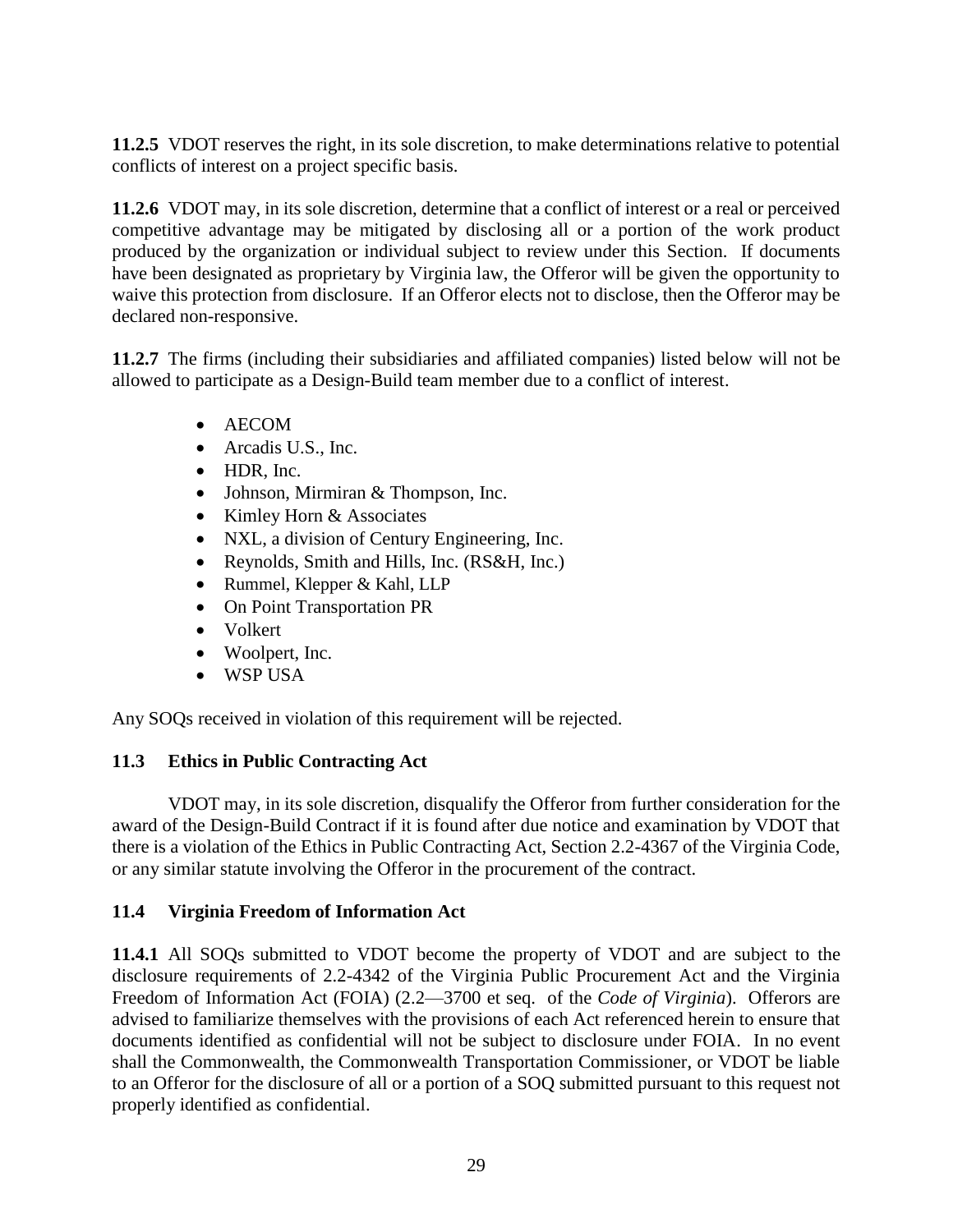**11.2.5** VDOT reserves the right, in its sole discretion, to make determinations relative to potential conflicts of interest on a project specific basis.

**11.2.6** VDOT may, in its sole discretion, determine that a conflict of interest or a real or perceived competitive advantage may be mitigated by disclosing all or a portion of the work product produced by the organization or individual subject to review under this Section. If documents have been designated as proprietary by Virginia law, the Offeror will be given the opportunity to waive this protection from disclosure. If an Offeror elects not to disclose, then the Offeror may be declared non-responsive.

**11.2.7** The firms (including their subsidiaries and affiliated companies) listed below will not be allowed to participate as a Design-Build team member due to a conflict of interest.

- AECOM
- Arcadis U.S., Inc.
- HDR, Inc.
- Johnson, Mirmiran & Thompson, Inc.
- Kimley Horn & Associates
- NXL, a division of Century Engineering, Inc.
- Reynolds, Smith and Hills, Inc. (RS&H, Inc.)
- Rummel, Klepper & Kahl, LLP
- On Point Transportation PR
- Volkert
- Woolpert, Inc.
- WSP USA

Any SOQs received in violation of this requirement will be rejected.

## 11.3 Ethics in Public Contracting Act

VDOT may, in its sole discretion, disqualify the Offeror from further consideration for the award of the Design-Build Contract if it is found after due notice and examination by VDOT that there is a violation of the Ethics in Public Contracting Act, Section 2.2-4367 of the Virginia Code, or any similar statute involving the Offeror in the procurement of the contract.

## 11.4 Virginia Freedom of Information Act

**11.4.1** All SOQs submitted to VDOT become the property of VDOT and are subject to the disclosure requirements of 2.2-4342 of the Virginia Public Procurement Act and the Virginia Freedom of Information Act (FOIA) (2.2—3700 et seq. of the *Code of Virginia*). Offerors are advised to familiarize themselves with the provisions of each Act referenced herein to ensure that documents identified as confidential will not be subject to disclosure under FOIA. In no event shall the Commonwealth, the Commonwealth Transportation Commissioner, or VDOT be liable to an Offeror for the disclosure of all or a portion of a SOQ submitted pursuant to this request not properly identified as confidential.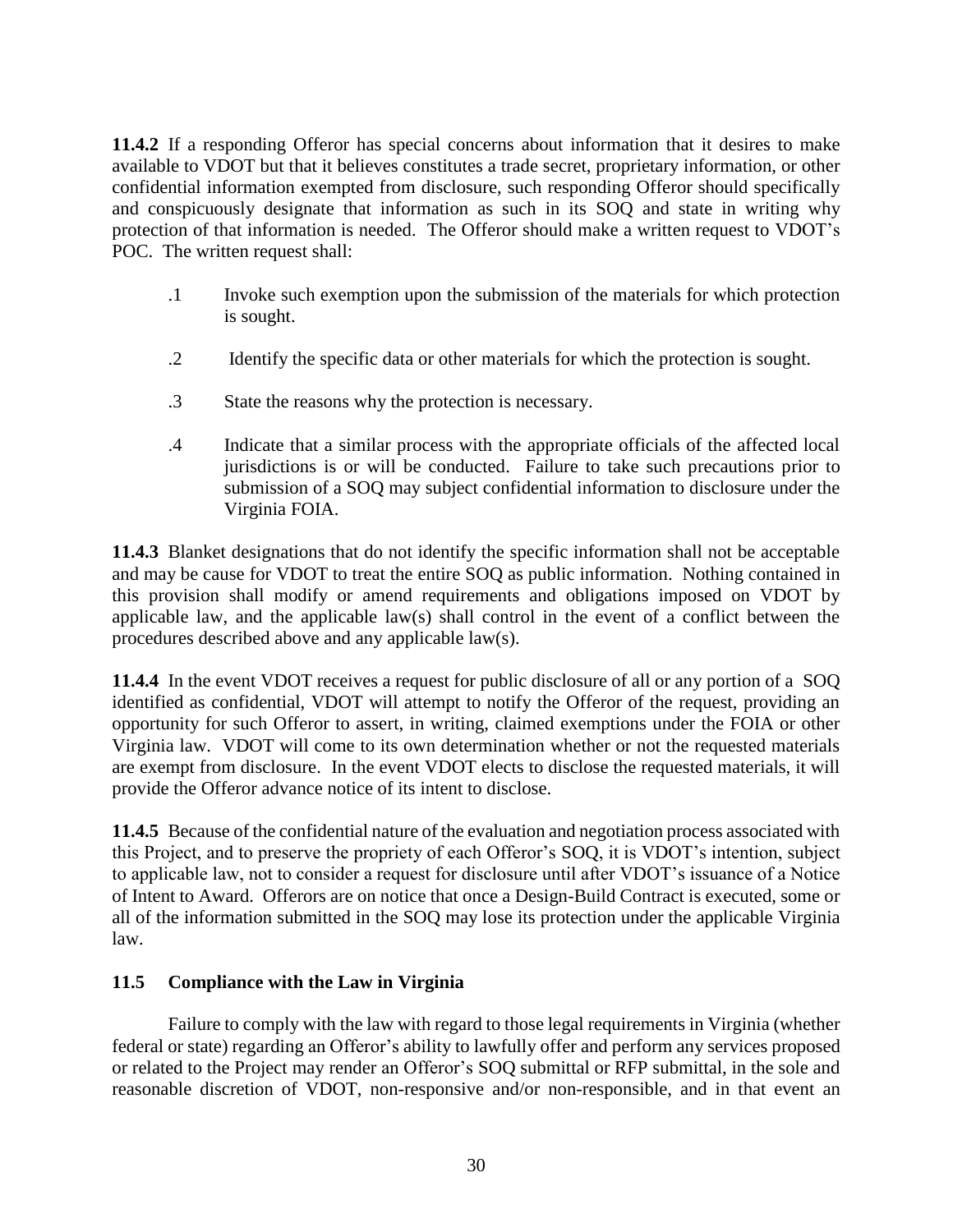**11.4.2** If a responding Offeror has special concerns about information that it desires to make available to VDOT but that it believes constitutes a trade secret, proprietary information, or other confidential information exempted from disclosure, such responding Offeror should specifically and conspicuously designate that information as such in its SOQ and state in writing why protection of that information is needed. The Offeror should make a written request to VDOT's POC. The written request shall:

.1 Invoke such exemption upon the submission of the materials for which protection is sought.

.2 Identify the specific data or other materials for which the protection is sought.

.3 State the reasons why the protection is necessary.

.4 Indicate that a similar process with the appropriate officials of the affected local jurisdictions is or will be conducted. Failure to take such precautions prior to submission of a SOQ may subject confidential information to disclosure under the Virginia FOIA.

**11.4.3** Blanket designations that do not identify the specific information shall not be acceptable and may be cause for VDOT to treat the entire SOQ as public information. Nothing contained in this provision shall modify or amend requirements and obligations imposed on VDOT by applicable law, and the applicable law(s) shall control in the event of a conflict between the procedures described above and any applicable law(s).

**11.4.4** In the event VDOT receives a request for public disclosure of all or any portion of a SOQ identified as confidential, VDOT will attempt to notify the Offeror of the request, providing an opportunity for such Offeror to assert, in writing, claimed exemptions under the FOIA or other Virginia law. VDOT will come to its own determination whether or not the requested materials are exempt from disclosure. In the event VDOT elects to disclose the requested materials, it will provide the Offeror advance notice of its intent to disclose.

**11.4.5** Because of the confidential nature of the evaluation and negotiation process associated with this Project, and to preserve the propriety of each Offeror's SOQ, it is VDOT's intention, subject to applicable law, not to consider a request for disclosure until after VDOT's issuance of a Notice of Intent to Award. Offerors are on notice that once a Design-Build Contract is executed, some or all of the information submitted in the SOQ may lose its protection under the applicable Virginia law.

### 11.5 Compliance with the Law in Virginia

Failure to comply with the law with regard to those legal requirements in Virginia (whether federal or state) regarding an Offeror's ability to lawfully offer and perform any services proposed or related to the Project may render an Offeror's SOQ submittal or RFP submittal, in the sole and reasonable discretion of VDOT, non-responsive and/or non-responsible, and in that event an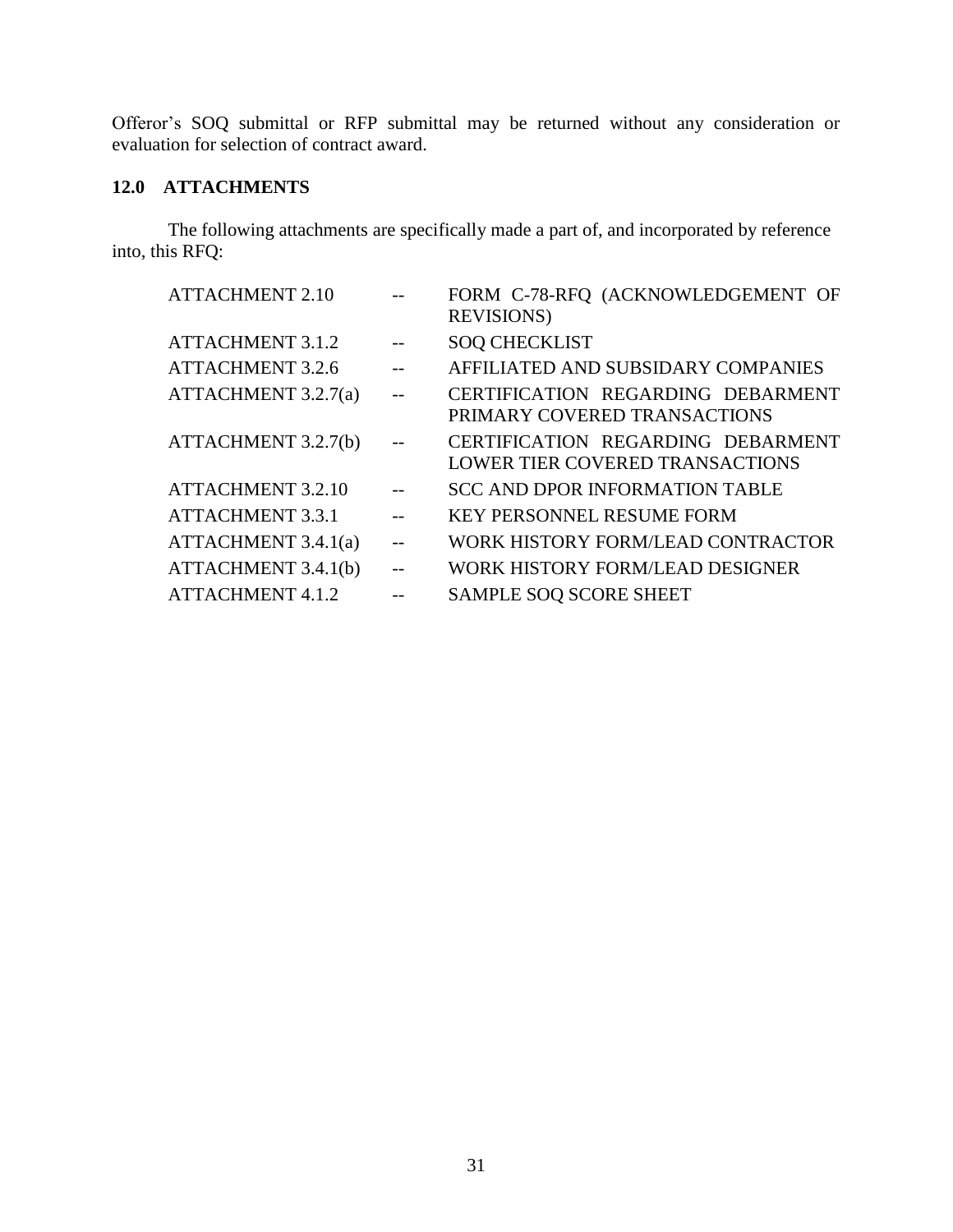Offeror's SOQ submittal or RFP submittal may be returned without any consideration or evaluation for selection of contract award.

## 12.0 ATTACHMENTS

The following attachments are specifically made a part of, and incorporated by reference into, this RFQ:

| | | |
|---|---|---|
| ATTACHMENT 2.10 | -- | FORM C-78-RFQ (ACKNOWLEDGEMENT OF REVISIONS) |
| ATTACHMENT 3.1.2 | -- | SOQ CHECKLIST |
| ATTACHMENT 3.2.6 | -- | AFFILIATED AND SUBSIDARY COMPANIES |
| ATTACHMENT 3.2.7(a) | -- | CERTIFICATION REGARDING DEBARMENT PRIMARY COVERED TRANSACTIONS |
| ATTACHMENT 3.2.7(b) | -- | CERTIFICATION REGARDING DEBARMENT LOWER TIER COVERED TRANSACTIONS |
| ATTACHMENT 3.2.10 | -- | SCC AND DPOR INFORMATION TABLE |
| ATTACHMENT 3.3.1 | -- | KEY PERSONNEL RESUME FORM |
| ATTACHMENT 3.4.1(a) | -- | WORK HISTORY FORM/LEAD CONTRACTOR |
| ATTACHMENT 3.4.1(b) | -- | WORK HISTORY FORM/LEAD DESIGNER |
| ATTACHMENT 4.1.2 | -- | SAMPLE SOQ SCORE SHEET |